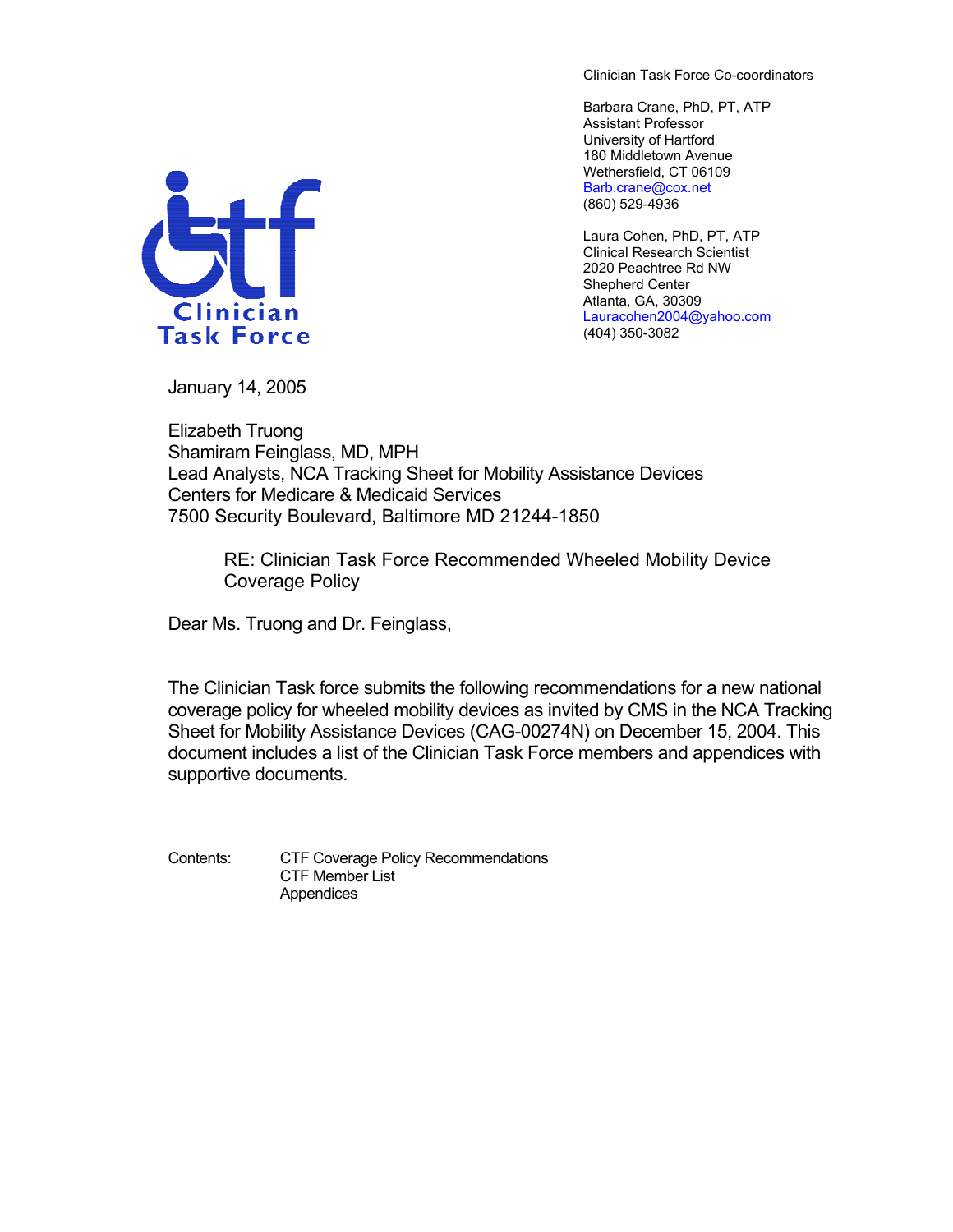Clinician Task Force

Clinician Task Force Co-coordinators

Barbara Crane, PhD, PT, ATP
Assistant Professor
University of Hartford
180 Middletown Avenue
Wethersfield, CT 06109
Barb.crane@cox.net
(860) 529-4936

Laura Cohen, PhD, PT, ATP
Clinical Research Scientist
2020 Peachtree Rd NW
Shepherd Center
Atlanta, GA, 30309
Lauracohen2004@yahoo.com
(404) 350-3082

January 14, 2005

Elizabeth Truong
Shamiram Feinglass, MD, MPH
Lead Analysts, NCA Tracking Sheet for Mobility Assistance Devices
Centers for Medicare & Medicaid Services
7500 Security Boulevard, Baltimore MD 21244-1850

RE: Clinician Task Force Recommended Wheeled Mobility Device Coverage Policy

Dear Ms. Truong and Dr. Feinglass,

The Clinician Task force submits the following recommendations for a new national coverage policy for wheeled mobility devices as invited by CMS in the NCA Tracking Sheet for Mobility Assistance Devices (CAG-00274N) on December 15, 2004. This document includes a list of the Clinician Task Force members and appendices with supportive documents.

Contents: CTF Coverage Policy Recommendations
CTF Member List
Appendices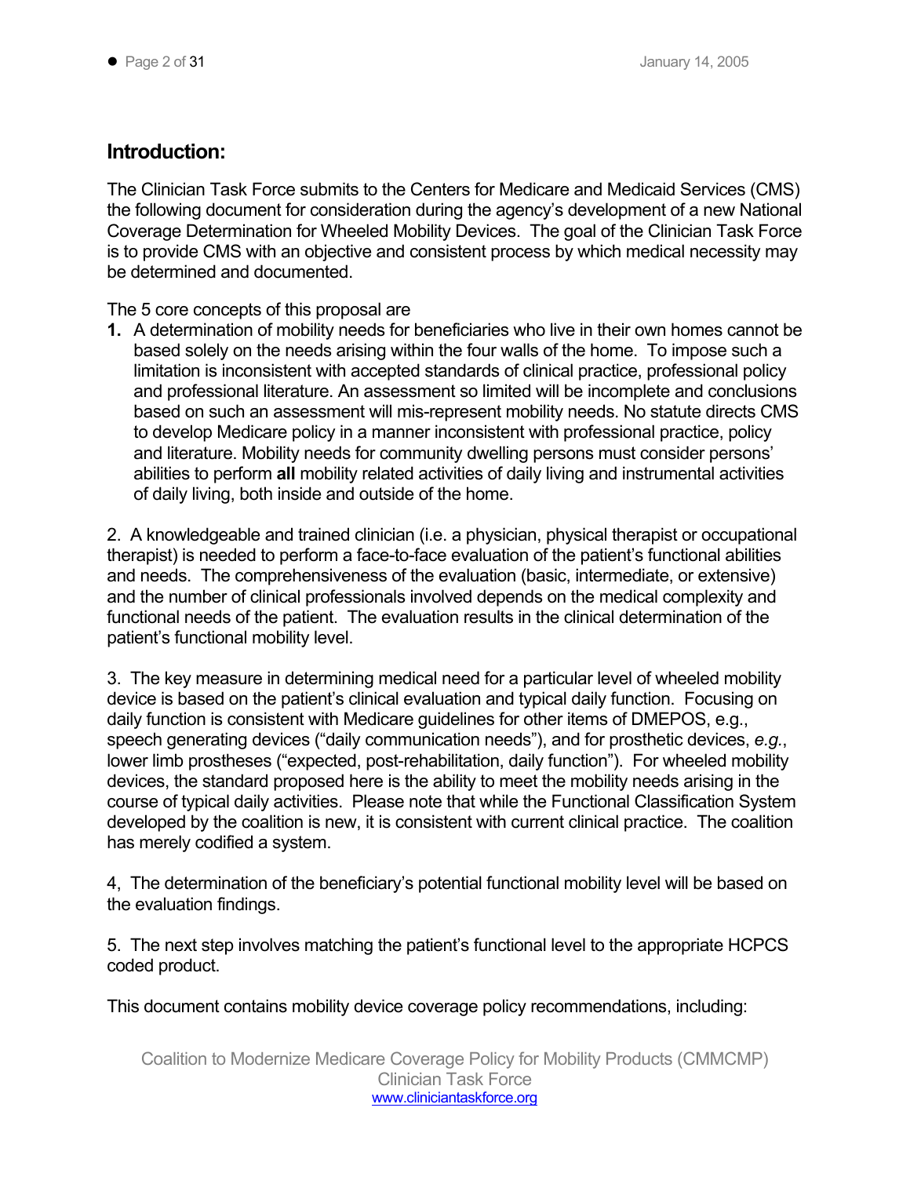## Introduction:

The Clinician Task Force submits to the Centers for Medicare and Medicaid Services (CMS) the following document for consideration during the agency's development of a new National Coverage Determination for Wheeled Mobility Devices. The goal of the Clinician Task Force is to provide CMS with an objective and consistent process by which medical necessity may be determined and documented.

The 5 core concepts of this proposal are

**1.** A determination of mobility needs for beneficiaries who live in their own homes cannot be based solely on the needs arising within the four walls of the home. To impose such a limitation is inconsistent with accepted standards of clinical practice, professional policy and professional literature. An assessment so limited will be incomplete and conclusions based on such an assessment will mis-represent mobility needs. No statute directs CMS to develop Medicare policy in a manner inconsistent with professional practice, policy and literature. Mobility needs for community dwelling persons must consider persons' abilities to perform **all** mobility related activities of daily living and instrumental activities of daily living, both inside and outside of the home.

2. A knowledgeable and trained clinician (i.e. a physician, physical therapist or occupational therapist) is needed to perform a face-to-face evaluation of the patient's functional abilities and needs. The comprehensiveness of the evaluation (basic, intermediate, or extensive) and the number of clinical professionals involved depends on the medical complexity and functional needs of the patient. The evaluation results in the clinical determination of the patient's functional mobility level.

3. The key measure in determining medical need for a particular level of wheeled mobility device is based on the patient's clinical evaluation and typical daily function. Focusing on daily function is consistent with Medicare guidelines for other items of DMEPOS, e.g., speech generating devices ("daily communication needs"), and for prosthetic devices, *e.g.*, lower limb prostheses ("expected, post-rehabilitation, daily function"). For wheeled mobility devices, the standard proposed here is the ability to meet the mobility needs arising in the course of typical daily activities. Please note that while the Functional Classification System developed by the coalition is new, it is consistent with current clinical practice. The coalition has merely codified a system.

4, The determination of the beneficiary's potential functional mobility level will be based on the evaluation findings.

5. The next step involves matching the patient's functional level to the appropriate HCPCS coded product.

This document contains mobility device coverage policy recommendations, including: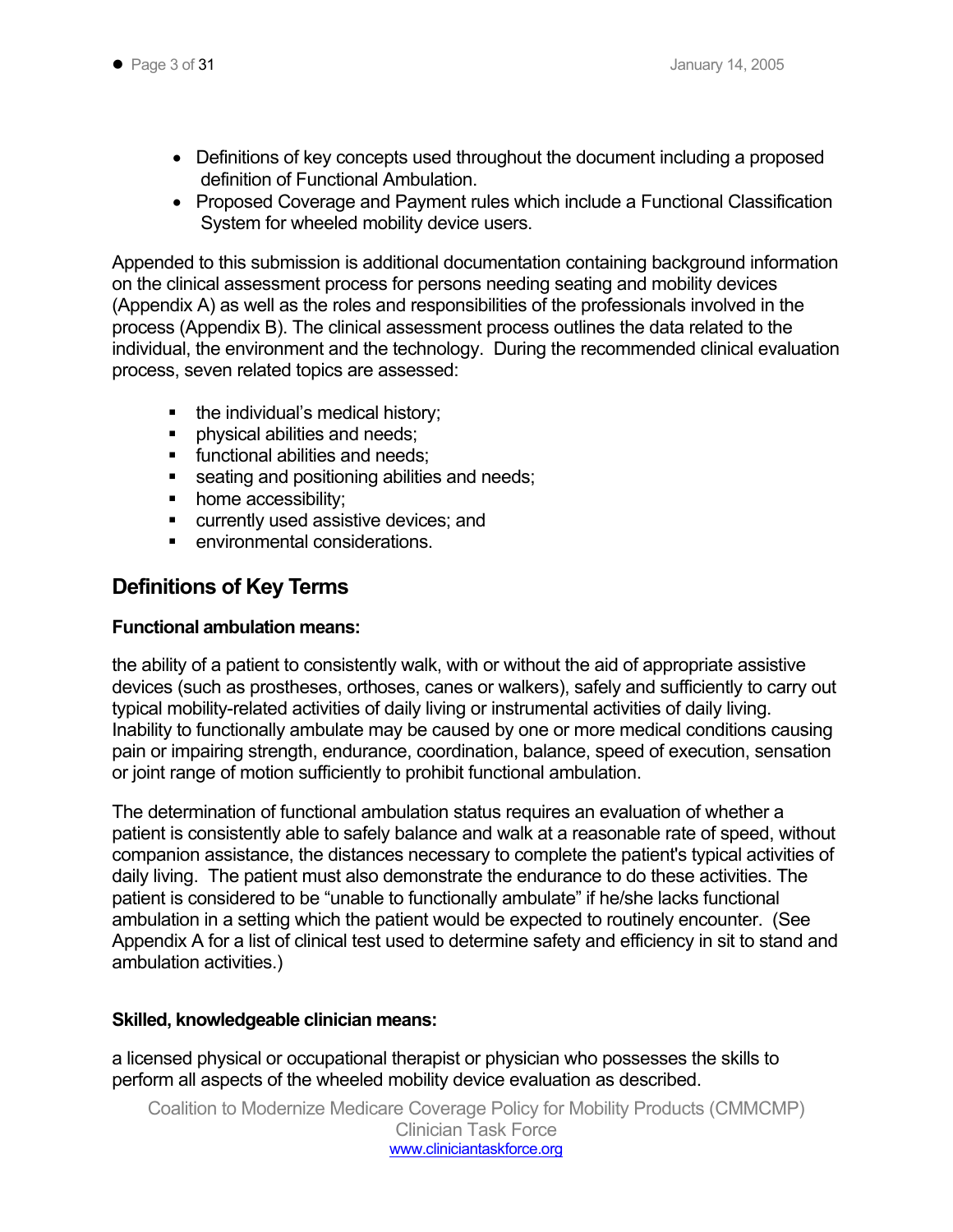- Definitions of key concepts used throughout the document including a proposed definition of Functional Ambulation.
- Proposed Coverage and Payment rules which include a Functional Classification System for wheeled mobility device users.

Appended to this submission is additional documentation containing background information on the clinical assessment process for persons needing seating and mobility devices (Appendix A) as well as the roles and responsibilities of the professionals involved in the process (Appendix B). The clinical assessment process outlines the data related to the individual, the environment and the technology. During the recommended clinical evaluation process, seven related topics are assessed:

- the individual's medical history;
- physical abilities and needs;
- functional abilities and needs;
- seating and positioning abilities and needs;
- home accessibility;
- currently used assistive devices; and
- environmental considerations.

## Definitions of Key Terms

**Functional ambulation means:**

the ability of a patient to consistently walk, with or without the aid of appropriate assistive devices (such as prostheses, orthoses, canes or walkers), safely and sufficiently to carry out typical mobility-related activities of daily living or instrumental activities of daily living. Inability to functionally ambulate may be caused by one or more medical conditions causing pain or impairing strength, endurance, coordination, balance, speed of execution, sensation or joint range of motion sufficiently to prohibit functional ambulation.

The determination of functional ambulation status requires an evaluation of whether a patient is consistently able to safely balance and walk at a reasonable rate of speed, without companion assistance, the distances necessary to complete the patient's typical activities of daily living. The patient must also demonstrate the endurance to do these activities. The patient is considered to be "unable to functionally ambulate" if he/she lacks functional ambulation in a setting which the patient would be expected to routinely encounter. (See Appendix A for a list of clinical test used to determine safety and efficiency in sit to stand and ambulation activities.)

**Skilled, knowledgeable clinician means:**

a licensed physical or occupational therapist or physician who possesses the skills to perform all aspects of the wheeled mobility device evaluation as described.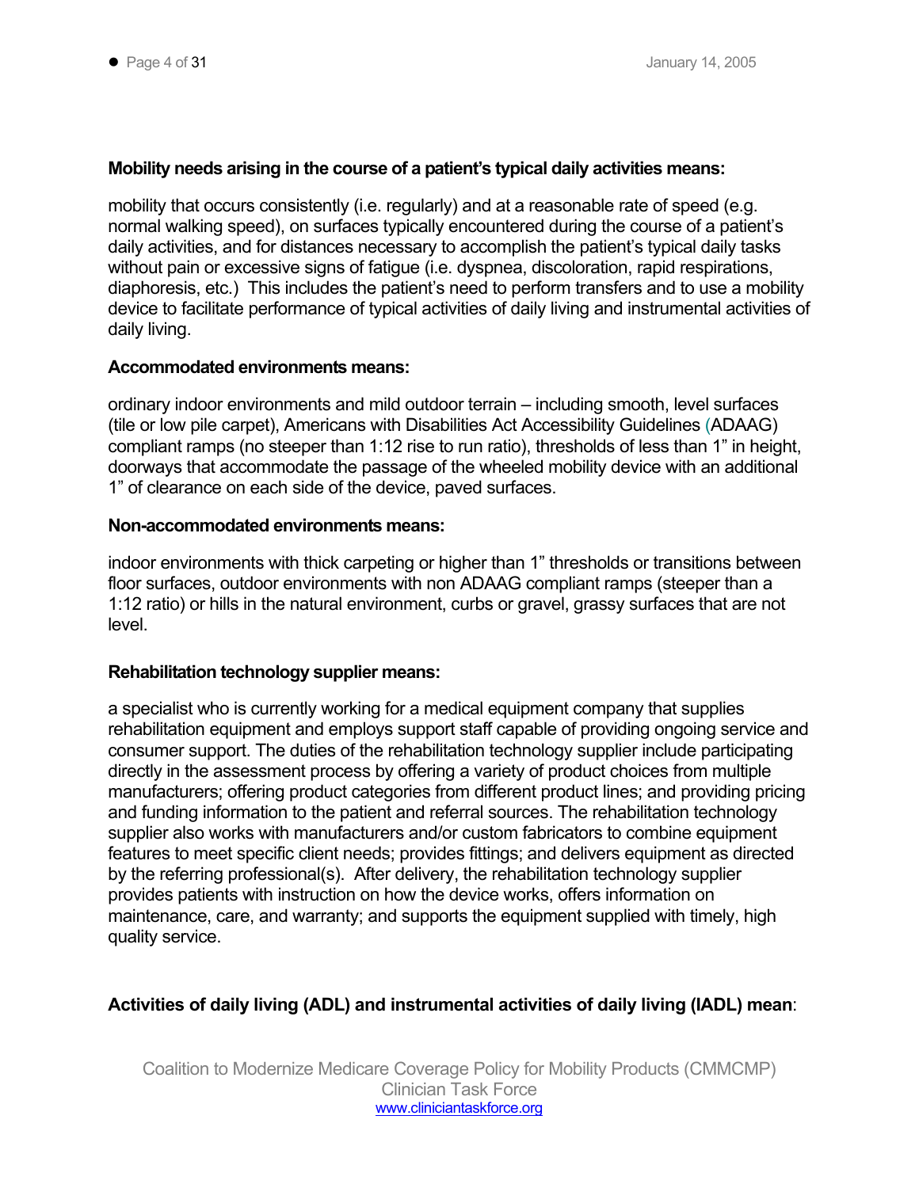**Mobility needs arising in the course of a patient's typical daily activities means:**

mobility that occurs consistently (i.e. regularly) and at a reasonable rate of speed (e.g. normal walking speed), on surfaces typically encountered during the course of a patient's daily activities, and for distances necessary to accomplish the patient's typical daily tasks without pain or excessive signs of fatigue (i.e. dyspnea, discoloration, rapid respirations, diaphoresis, etc.) This includes the patient's need to perform transfers and to use a mobility device to facilitate performance of typical activities of daily living and instrumental activities of daily living.

**Accommodated environments means:**

ordinary indoor environments and mild outdoor terrain – including smooth, level surfaces (tile or low pile carpet), Americans with Disabilities Act Accessibility Guidelines (ADAAG) compliant ramps (no steeper than 1:12 rise to run ratio), thresholds of less than 1" in height, doorways that accommodate the passage of the wheeled mobility device with an additional 1" of clearance on each side of the device, paved surfaces.

**Non-accommodated environments means:**

indoor environments with thick carpeting or higher than 1" thresholds or transitions between floor surfaces, outdoor environments with non ADAAG compliant ramps (steeper than a 1:12 ratio) or hills in the natural environment, curbs or gravel, grassy surfaces that are not level.

**Rehabilitation technology supplier means:**

a specialist who is currently working for a medical equipment company that supplies rehabilitation equipment and employs support staff capable of providing ongoing service and consumer support. The duties of the rehabilitation technology supplier include participating directly in the assessment process by offering a variety of product choices from multiple manufacturers; offering product categories from different product lines; and providing pricing and funding information to the patient and referral sources. The rehabilitation technology supplier also works with manufacturers and/or custom fabricators to combine equipment features to meet specific client needs; provides fittings; and delivers equipment as directed by the referring professional(s). After delivery, the rehabilitation technology supplier provides patients with instruction on how the device works, offers information on maintenance, care, and warranty; and supports the equipment supplied with timely, high quality service.

**Activities of daily living (ADL) and instrumental activities of daily living (IADL) mean**: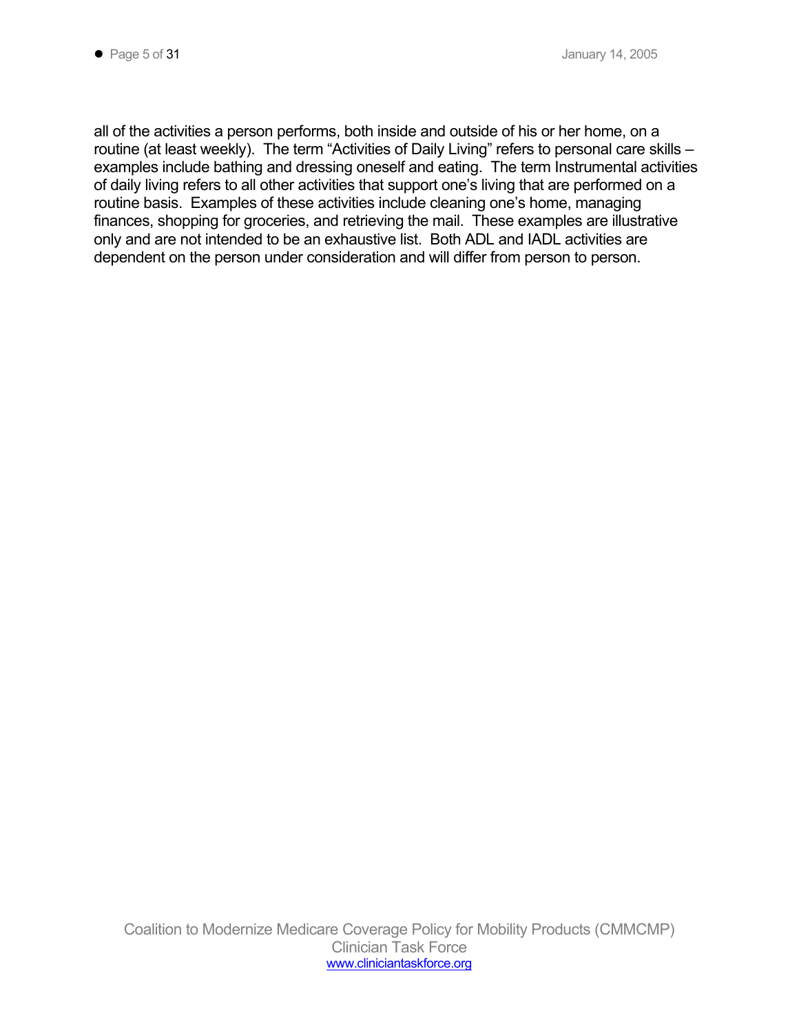all of the activities a person performs, both inside and outside of his or her home, on a routine (at least weekly). The term "Activities of Daily Living" refers to personal care skills – examples include bathing and dressing oneself and eating. The term Instrumental activities of daily living refers to all other activities that support one's living that are performed on a routine basis. Examples of these activities include cleaning one's home, managing finances, shopping for groceries, and retrieving the mail. These examples are illustrative only and are not intended to be an exhaustive list. Both ADL and IADL activities are dependent on the person under consideration and will differ from person to person.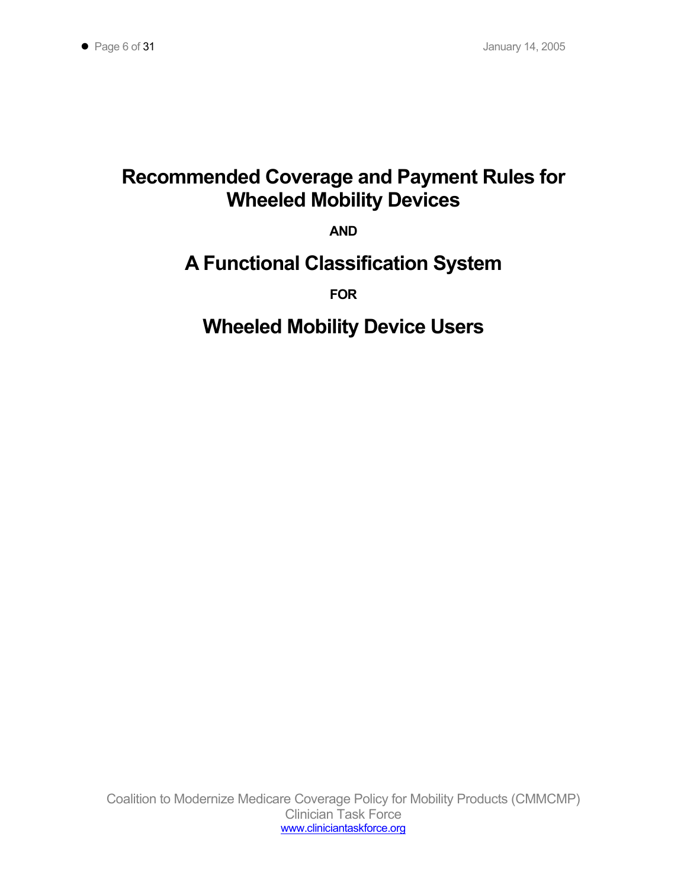# Recommended Coverage and Payment Rules for Wheeled Mobility Devices

**AND**

# A Functional Classification System

**FOR**

# Wheeled Mobility Device Users

Coalition to Modernize Medicare Coverage Policy for Mobility Products (CMMCMP)
Clinician Task Force
www.cliniciantaskforce.org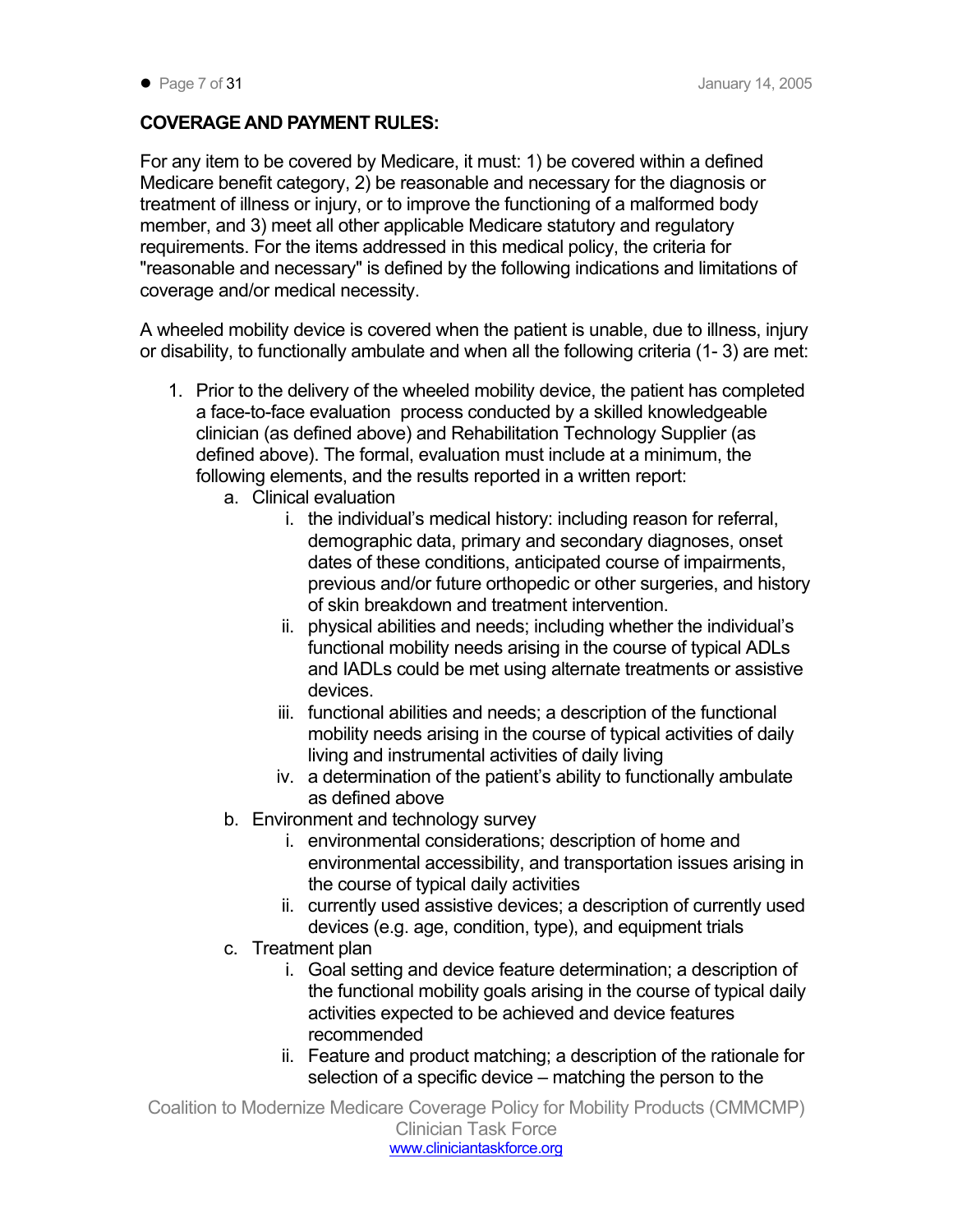**COVERAGE AND PAYMENT RULES:**

For any item to be covered by Medicare, it must: 1) be covered within a defined Medicare benefit category, 2) be reasonable and necessary for the diagnosis or treatment of illness or injury, or to improve the functioning of a malformed body member, and 3) meet all other applicable Medicare statutory and regulatory requirements. For the items addressed in this medical policy, the criteria for "reasonable and necessary" is defined by the following indications and limitations of coverage and/or medical necessity.

A wheeled mobility device is covered when the patient is unable, due to illness, injury or disability, to functionally ambulate and when all the following criteria (1- 3) are met:

1. Prior to the delivery of the wheeled mobility device, the patient has completed a face-to-face evaluation process conducted by a skilled knowledgeable clinician (as defined above) and Rehabilitation Technology Supplier (as defined above). The formal, evaluation must include at a minimum, the following elements, and the results reported in a written report:
   a. Clinical evaluation
      i. the individual's medical history: including reason for referral, demographic data, primary and secondary diagnoses, onset dates of these conditions, anticipated course of impairments, previous and/or future orthopedic or other surgeries, and history of skin breakdown and treatment intervention.
      ii. physical abilities and needs; including whether the individual's functional mobility needs arising in the course of typical ADLs and IADLs could be met using alternate treatments or assistive devices.
      iii. functional abilities and needs; a description of the functional mobility needs arising in the course of typical activities of daily living and instrumental activities of daily living
      iv. a determination of the patient's ability to functionally ambulate as defined above
   b. Environment and technology survey
      i. environmental considerations; description of home and environmental accessibility, and transportation issues arising in the course of typical daily activities
      ii. currently used assistive devices; a description of currently used devices (e.g. age, condition, type), and equipment trials
   c. Treatment plan
      i. Goal setting and device feature determination; a description of the functional mobility goals arising in the course of typical daily activities expected to be achieved and device features recommended
      ii. Feature and product matching; a description of the rationale for selection of a specific device – matching the person to the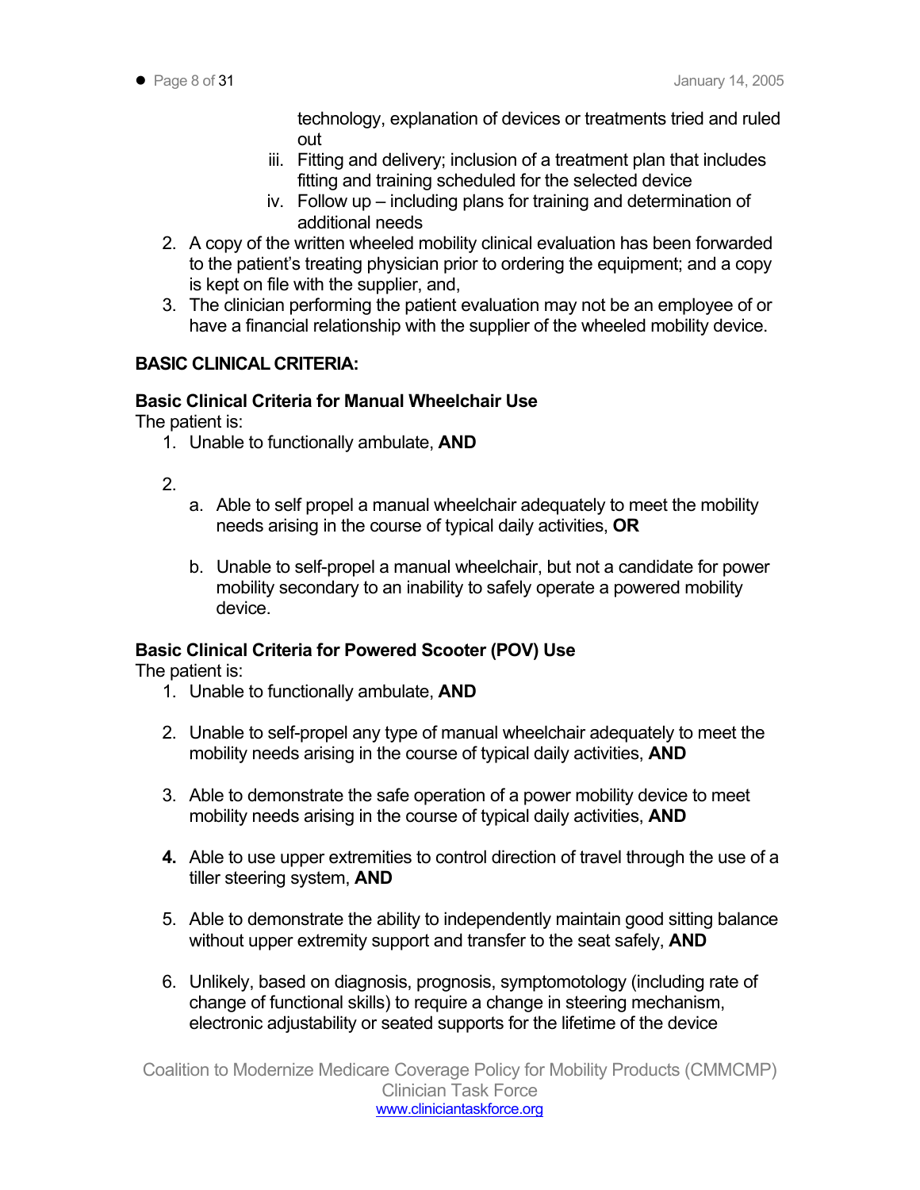technology, explanation of devices or treatments tried and ruled out

iii. Fitting and delivery; inclusion of a treatment plan that includes fitting and training scheduled for the selected device

iv. Follow up – including plans for training and determination of additional needs

2. A copy of the written wheeled mobility clinical evaluation has been forwarded to the patient's treating physician prior to ordering the equipment; and a copy is kept on file with the supplier, and,
3. The clinician performing the patient evaluation may not be an employee of or have a financial relationship with the supplier of the wheeled mobility device.

**BASIC CLINICAL CRITERIA:**

**Basic Clinical Criteria for Manual Wheelchair Use**

The patient is:

1. Unable to functionally ambulate, **AND**

2. 
   a. Able to self propel a manual wheelchair adequately to meet the mobility needs arising in the course of typical daily activities, **OR**

   b. Unable to self-propel a manual wheelchair, but not a candidate for power mobility secondary to an inability to safely operate a powered mobility device.

**Basic Clinical Criteria for Powered Scooter (POV) Use**

The patient is:

1. Unable to functionally ambulate, **AND**

2. Unable to self-propel any type of manual wheelchair adequately to meet the mobility needs arising in the course of typical daily activities, **AND**

3. Able to demonstrate the safe operation of a power mobility device to meet mobility needs arising in the course of typical daily activities, **AND**

4. Able to use upper extremities to control direction of travel through the use of a tiller steering system, **AND**

5. Able to demonstrate the ability to independently maintain good sitting balance without upper extremity support and transfer to the seat safely, **AND**

6. Unlikely, based on diagnosis, prognosis, symptomotology (including rate of change of functional skills) to require a change in steering mechanism, electronic adjustability or seated supports for the lifetime of the device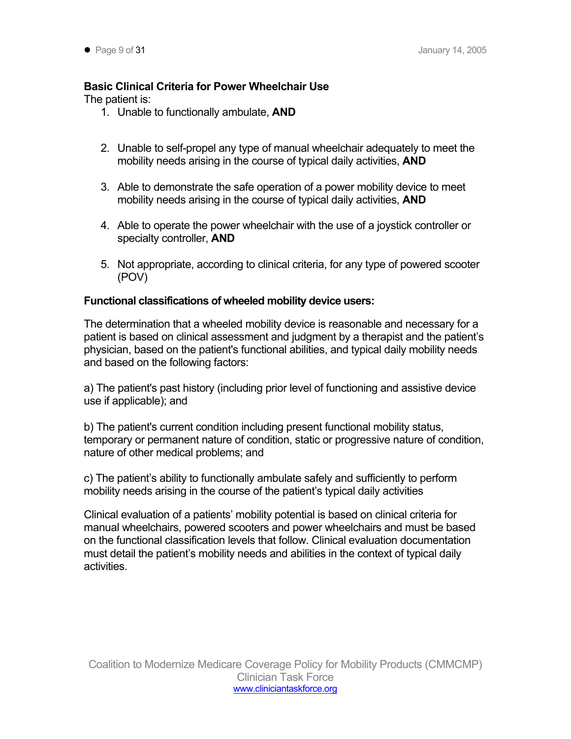**Basic Clinical Criteria for Power Wheelchair Use**

The patient is:

1. Unable to functionally ambulate, **AND**
2. Unable to self-propel any type of manual wheelchair adequately to meet the mobility needs arising in the course of typical daily activities, **AND**
3. Able to demonstrate the safe operation of a power mobility device to meet mobility needs arising in the course of typical daily activities, **AND**
4. Able to operate the power wheelchair with the use of a joystick controller or specialty controller, **AND**
5. Not appropriate, according to clinical criteria, for any type of powered scooter (POV)

**Functional classifications of wheeled mobility device users:**

The determination that a wheeled mobility device is reasonable and necessary for a patient is based on clinical assessment and judgment by a therapist and the patient's physician, based on the patient's functional abilities, and typical daily mobility needs and based on the following factors:

a) The patient's past history (including prior level of functioning and assistive device use if applicable); and

b) The patient's current condition including present functional mobility status, temporary or permanent nature of condition, static or progressive nature of condition, nature of other medical problems; and

c) The patient's ability to functionally ambulate safely and sufficiently to perform mobility needs arising in the course of the patient's typical daily activities

Clinical evaluation of a patients' mobility potential is based on clinical criteria for manual wheelchairs, powered scooters and power wheelchairs and must be based on the functional classification levels that follow. Clinical evaluation documentation must detail the patient's mobility needs and abilities in the context of typical daily activities.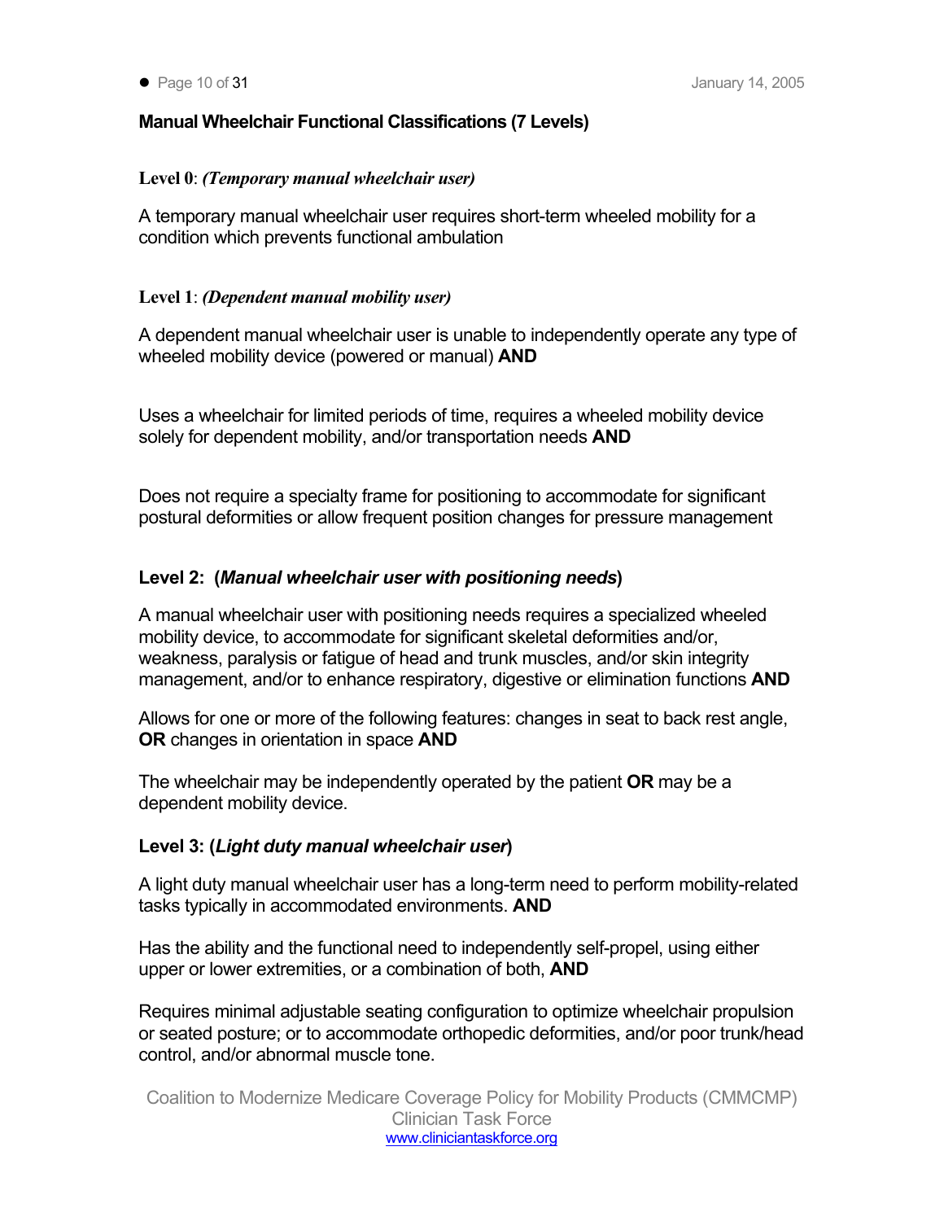## Manual Wheelchair Functional Classifications (7 Levels)

**Level 0**: ***(Temporary manual wheelchair user)***

A temporary manual wheelchair user requires short-term wheeled mobility for a condition which prevents functional ambulation

**Level 1**: ***(Dependent manual mobility user)***

A dependent manual wheelchair user is unable to independently operate any type of wheeled mobility device (powered or manual) **AND**

Uses a wheelchair for limited periods of time, requires a wheeled mobility device solely for dependent mobility, and/or transportation needs **AND**

Does not require a specialty frame for positioning to accommodate for significant postural deformities or allow frequent position changes for pressure management

**Level 2: (*Manual wheelchair user with positioning needs*)**

A manual wheelchair user with positioning needs requires a specialized wheeled mobility device, to accommodate for significant skeletal deformities and/or, weakness, paralysis or fatigue of head and trunk muscles, and/or skin integrity management, and/or to enhance respiratory, digestive or elimination functions **AND**

Allows for one or more of the following features: changes in seat to back rest angle, **OR** changes in orientation in space **AND**

The wheelchair may be independently operated by the patient **OR** may be a dependent mobility device.

**Level 3: (*Light duty manual wheelchair user*)**

A light duty manual wheelchair user has a long-term need to perform mobility-related tasks typically in accommodated environments. **AND**

Has the ability and the functional need to independently self-propel, using either upper or lower extremities, or a combination of both, **AND**

Requires minimal adjustable seating configuration to optimize wheelchair propulsion or seated posture; or to accommodate orthopedic deformities, and/or poor trunk/head control, and/or abnormal muscle tone.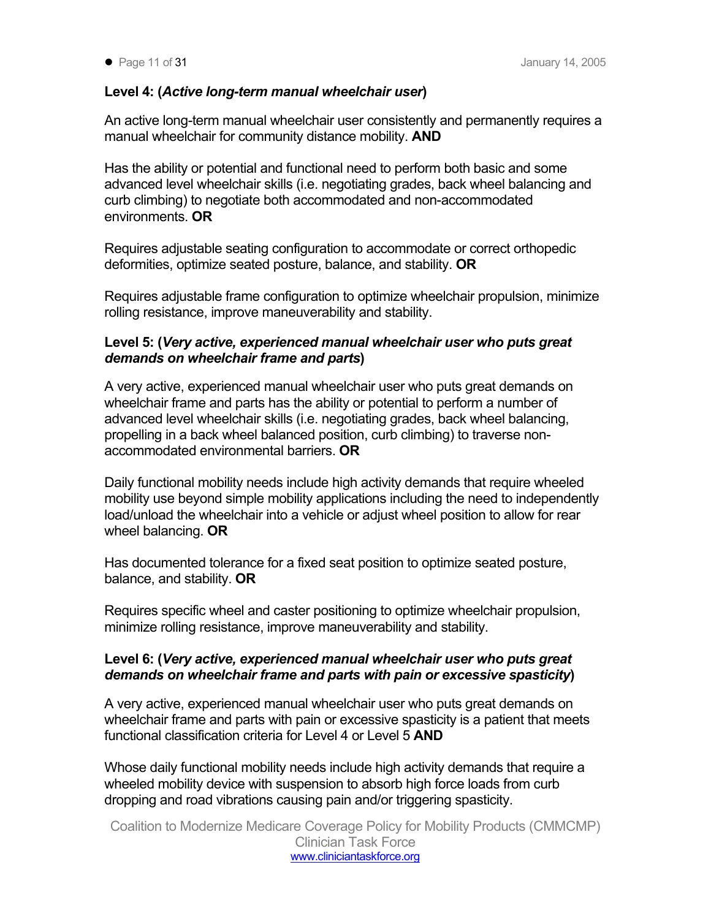**Level 4: (*Active long-term manual wheelchair user*)**

An active long-term manual wheelchair user consistently and permanently requires a manual wheelchair for community distance mobility. **AND**

Has the ability or potential and functional need to perform both basic and some advanced level wheelchair skills (i.e. negotiating grades, back wheel balancing and curb climbing) to negotiate both accommodated and non-accommodated environments. **OR**

Requires adjustable seating configuration to accommodate or correct orthopedic deformities, optimize seated posture, balance, and stability. **OR**

Requires adjustable frame configuration to optimize wheelchair propulsion, minimize rolling resistance, improve maneuverability and stability.

**Level 5: (*Very active, experienced manual wheelchair user who puts great demands on wheelchair frame and parts*)**

A very active, experienced manual wheelchair user who puts great demands on wheelchair frame and parts has the ability or potential to perform a number of advanced level wheelchair skills (i.e. negotiating grades, back wheel balancing, propelling in a back wheel balanced position, curb climbing) to traverse non-accommodated environmental barriers. **OR**

Daily functional mobility needs include high activity demands that require wheeled mobility use beyond simple mobility applications including the need to independently load/unload the wheelchair into a vehicle or adjust wheel position to allow for rear wheel balancing. **OR**

Has documented tolerance for a fixed seat position to optimize seated posture, balance, and stability. **OR**

Requires specific wheel and caster positioning to optimize wheelchair propulsion, minimize rolling resistance, improve maneuverability and stability.

**Level 6: (*Very active, experienced manual wheelchair user who puts great demands on wheelchair frame and parts with pain or excessive spasticity*)**

A very active, experienced manual wheelchair user who puts great demands on wheelchair frame and parts with pain or excessive spasticity is a patient that meets functional classification criteria for Level 4 or Level 5 **AND**

Whose daily functional mobility needs include high activity demands that require a wheeled mobility device with suspension to absorb high force loads from curb dropping and road vibrations causing pain and/or triggering spasticity.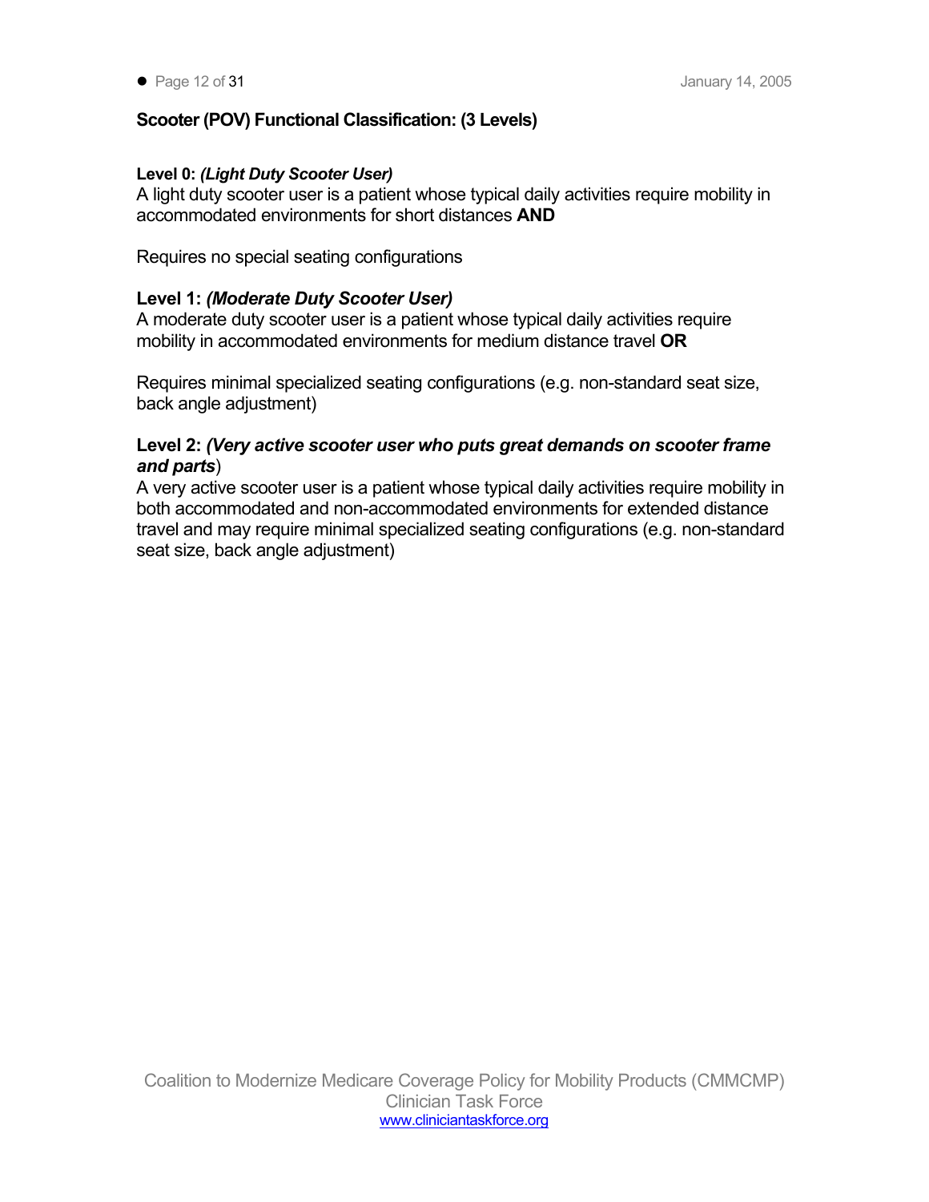## Scooter (POV) Functional Classification: (3 Levels)

**Level 0:** ***(Light Duty Scooter User)***
A light duty scooter user is a patient whose typical daily activities require mobility in accommodated environments for short distances **AND**

Requires no special seating configurations

**Level 1:** ***(Moderate Duty Scooter User)***
A moderate duty scooter user is a patient whose typical daily activities require mobility in accommodated environments for medium distance travel **OR**

Requires minimal specialized seating configurations (e.g. non-standard seat size, back angle adjustment)

**Level 2:** ***(Very active scooter user who puts great demands on scooter frame and parts***)
A very active scooter user is a patient whose typical daily activities require mobility in both accommodated and non-accommodated environments for extended distance travel and may require minimal specialized seating configurations (e.g. non-standard seat size, back angle adjustment)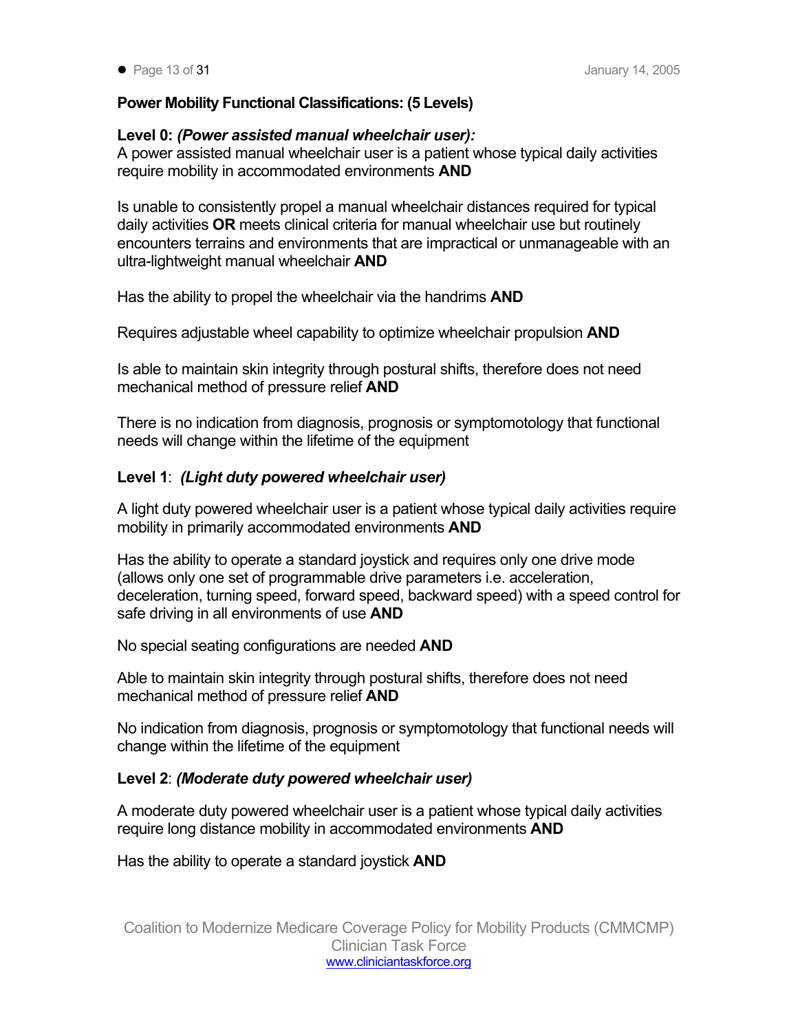**Power Mobility Functional Classifications: (5 Levels)**

**Level 0:** ***(Power assisted manual wheelchair user):***
A power assisted manual wheelchair user is a patient whose typical daily activities require mobility in accommodated environments **AND**

Is unable to consistently propel a manual wheelchair distances required for typical daily activities **OR** meets clinical criteria for manual wheelchair use but routinely encounters terrains and environments that are impractical or unmanageable with an ultra-lightweight manual wheelchair **AND**

Has the ability to propel the wheelchair via the handrims **AND**

Requires adjustable wheel capability to optimize wheelchair propulsion **AND**

Is able to maintain skin integrity through postural shifts, therefore does not need mechanical method of pressure relief **AND**

There is no indication from diagnosis, prognosis or symptomotology that functional needs will change within the lifetime of the equipment

**Level 1**: ***(Light duty powered wheelchair user)***

A light duty powered wheelchair user is a patient whose typical daily activities require mobility in primarily accommodated environments **AND**

Has the ability to operate a standard joystick and requires only one drive mode (allows only one set of programmable drive parameters i.e. acceleration, deceleration, turning speed, forward speed, backward speed) with a speed control for safe driving in all environments of use **AND**

No special seating configurations are needed **AND**

Able to maintain skin integrity through postural shifts, therefore does not need mechanical method of pressure relief **AND**

No indication from diagnosis, prognosis or symptomotology that functional needs will change within the lifetime of the equipment

**Level 2**: ***(Moderate duty powered wheelchair user)***

A moderate duty powered wheelchair user is a patient whose typical daily activities require long distance mobility in accommodated environments **AND**

Has the ability to operate a standard joystick **AND**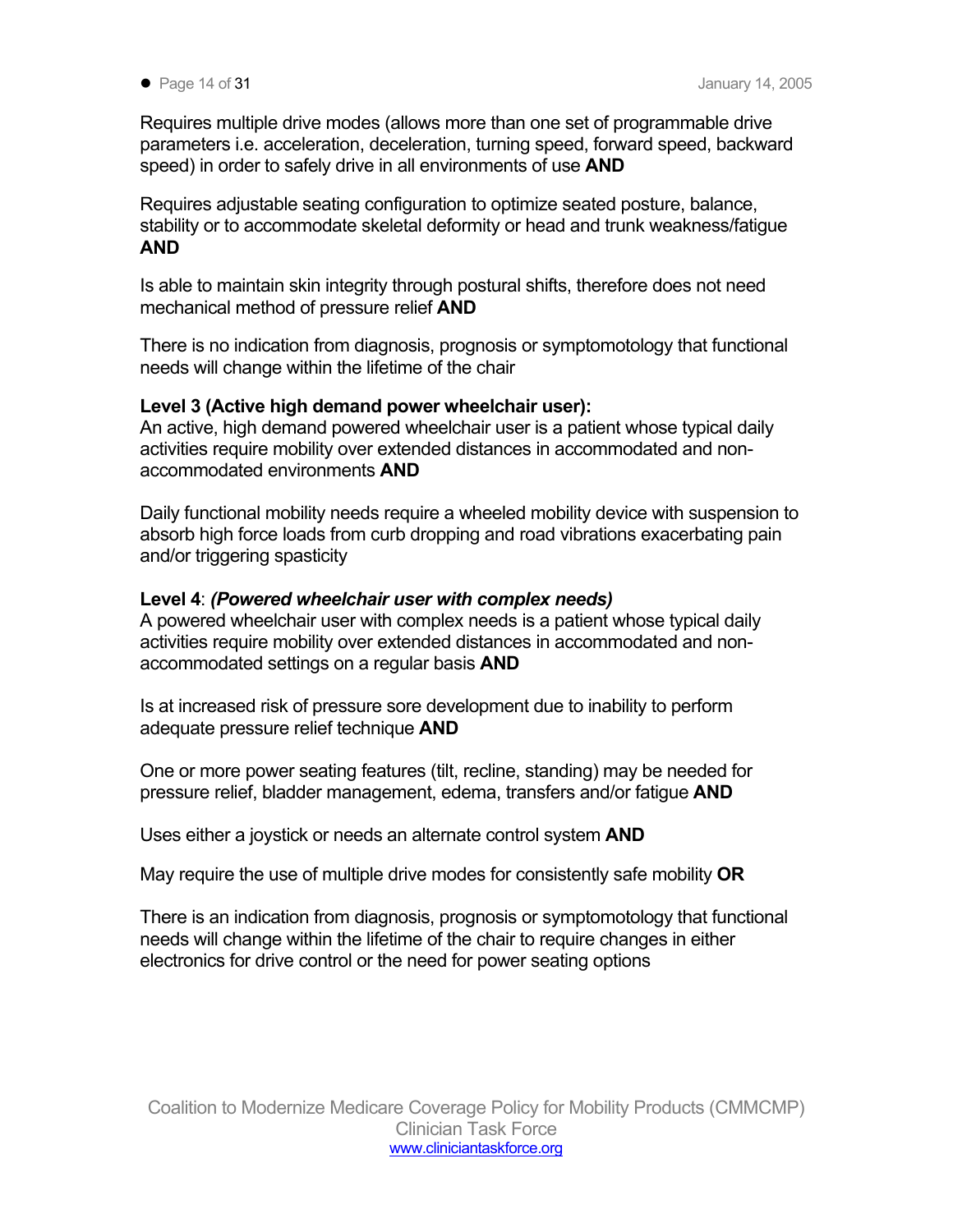Requires multiple drive modes (allows more than one set of programmable drive parameters i.e. acceleration, deceleration, turning speed, forward speed, backward speed) in order to safely drive in all environments of use **AND**

Requires adjustable seating configuration to optimize seated posture, balance, stability or to accommodate skeletal deformity or head and trunk weakness/fatigue **AND**

Is able to maintain skin integrity through postural shifts, therefore does not need mechanical method of pressure relief **AND**

There is no indication from diagnosis, prognosis or symptomotology that functional needs will change within the lifetime of the chair

**Level 3 (Active high demand power wheelchair user):**
An active, high demand powered wheelchair user is a patient whose typical daily activities require mobility over extended distances in accommodated and non-accommodated environments **AND**

Daily functional mobility needs require a wheeled mobility device with suspension to absorb high force loads from curb dropping and road vibrations exacerbating pain and/or triggering spasticity

**Level 4**: ***(Powered wheelchair user with complex needs)***
A powered wheelchair user with complex needs is a patient whose typical daily activities require mobility over extended distances in accommodated and non-accommodated settings on a regular basis **AND**

Is at increased risk of pressure sore development due to inability to perform adequate pressure relief technique **AND**

One or more power seating features (tilt, recline, standing) may be needed for pressure relief, bladder management, edema, transfers and/or fatigue **AND**

Uses either a joystick or needs an alternate control system **AND**

May require the use of multiple drive modes for consistently safe mobility **OR**

There is an indication from diagnosis, prognosis or symptomotology that functional needs will change within the lifetime of the chair to require changes in either electronics for drive control or the need for power seating options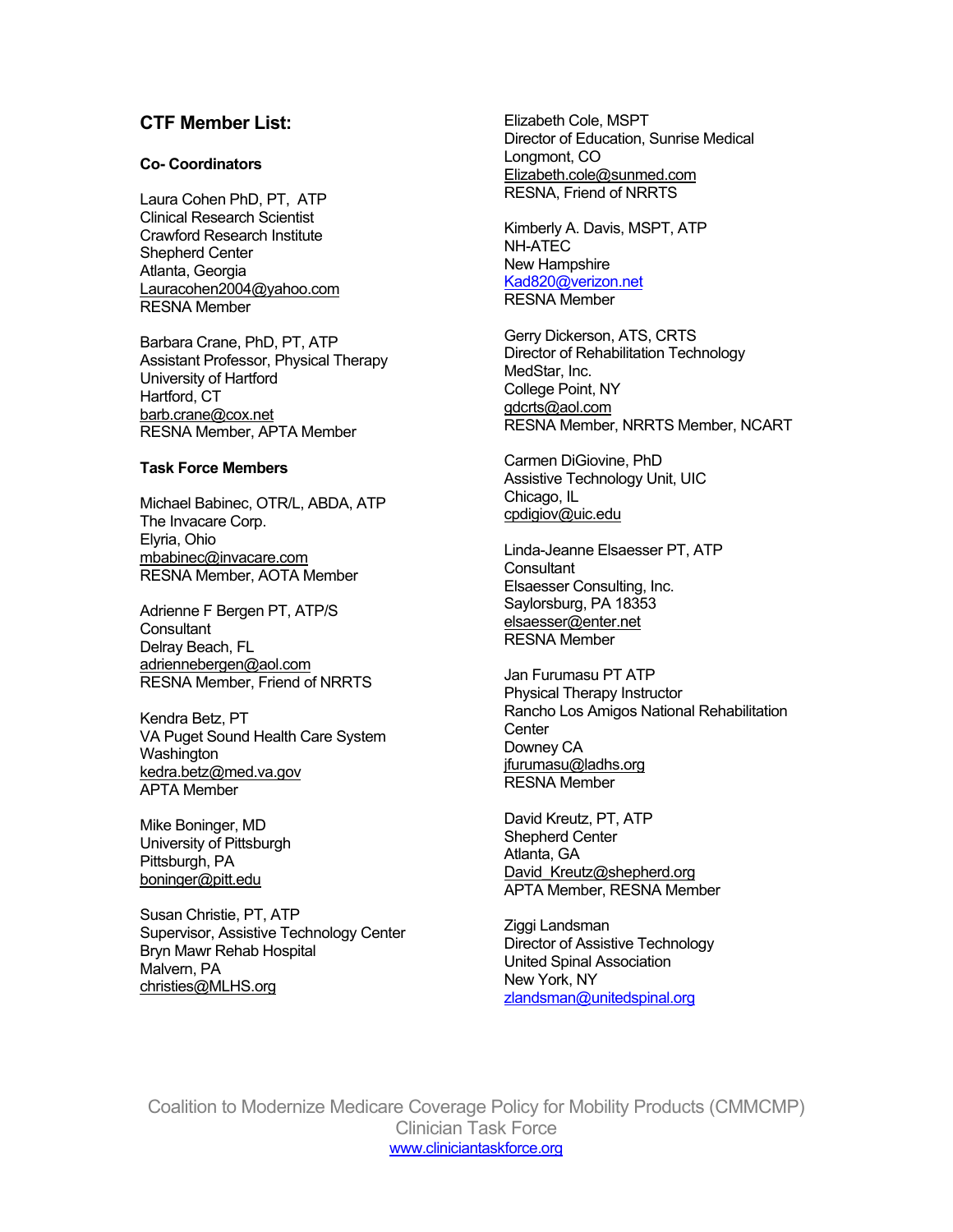## CTF Member List:

### Co- Coordinators

Laura Cohen PhD, PT, ATP
Clinical Research Scientist
Crawford Research Institute
Shepherd Center
Atlanta, Georgia
Lauracohen2004@yahoo.com
RESNA Member

Barbara Crane, PhD, PT, ATP
Assistant Professor, Physical Therapy
University of Hartford
Hartford, CT
barb.crane@cox.net
RESNA Member, APTA Member

### Task Force Members

Michael Babinec, OTR/L, ABDA, ATP
The Invacare Corp.
Elyria, Ohio
mbabinec@invacare.com
RESNA Member, AOTA Member

Adrienne F Bergen PT, ATP/S
Consultant
Delray Beach, FL
adriennebergen@aol.com
RESNA Member, Friend of NRRTS

Kendra Betz, PT
VA Puget Sound Health Care System
Washington
kedra.betz@med.va.gov
APTA Member

Mike Boninger, MD
University of Pittsburgh
Pittsburgh, PA
boninger@pitt.edu

Susan Christie, PT, ATP
Supervisor, Assistive Technology Center
Bryn Mawr Rehab Hospital
Malvern, PA
christies@MLHS.org

Elizabeth Cole, MSPT
Director of Education, Sunrise Medical
Longmont, CO
Elizabeth.cole@sunmed.com
RESNA, Friend of NRRTS

Kimberly A. Davis, MSPT, ATP
NH-ATEC
New Hampshire
Kad820@verizon.net
RESNA Member

Gerry Dickerson, ATS, CRTS
Director of Rehabilitation Technology
MedStar, Inc.
College Point, NY
gdcrts@aol.com
RESNA Member, NRRTS Member, NCART

Carmen DiGiovine, PhD
Assistive Technology Unit, UIC
Chicago, IL
cpdigiov@uic.edu

Linda-Jeanne Elsaesser PT, ATP
Consultant
Elsaesser Consulting, Inc.
Saylorsburg, PA 18353
elsaesser@enter.net
RESNA Member

Jan Furumasu PT ATP
Physical Therapy Instructor
Rancho Los Amigos National Rehabilitation Center
Downey CA
jfurumasu@ladhs.org
RESNA Member

David Kreutz, PT, ATP
Shepherd Center
Atlanta, GA
David_Kreutz@shepherd.org
APTA Member, RESNA Member

Ziggi Landsman
Director of Assistive Technology
United Spinal Association
New York, NY
zlandsman@unitedspinal.org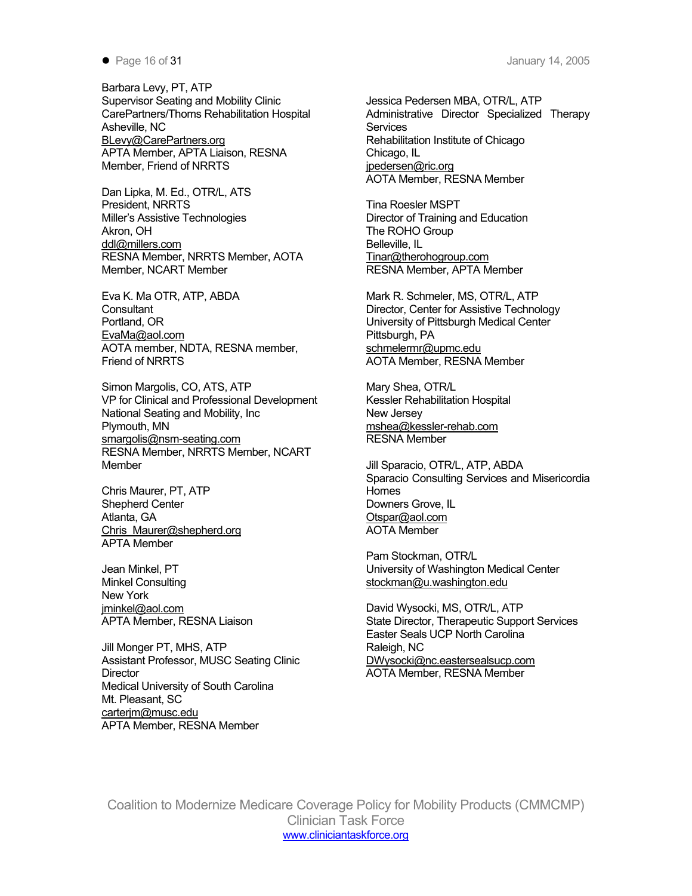Barbara Levy, PT, ATP
Supervisor Seating and Mobility Clinic
CarePartners/Thoms Rehabilitation Hospital
Asheville, NC
BLevy@CarePartners.org
APTA Member, APTA Liaison, RESNA Member, Friend of NRRTS

Dan Lipka, M. Ed., OTR/L, ATS
President, NRRTS
Miller's Assistive Technologies
Akron, OH
ddl@millers.com
RESNA Member, NRRTS Member, AOTA Member, NCART Member

Eva K. Ma OTR, ATP, ABDA
Consultant
Portland, OR
EvaMa@aol.com
AOTA member, NDTA, RESNA member, Friend of NRRTS

Simon Margolis, CO, ATS, ATP
VP for Clinical and Professional Development
National Seating and Mobility, Inc
Plymouth, MN
smargolis@nsm-seating.com
RESNA Member, NRRTS Member, NCART Member

Chris Maurer, PT, ATP
Shepherd Center
Atlanta, GA
Chris_Maurer@shepherd.org
APTA Member

Jean Minkel, PT
Minkel Consulting
New York
jminkel@aol.com
APTA Member, RESNA Liaison

Jill Monger PT, MHS, ATP
Assistant Professor, MUSC Seating Clinic Director
Medical University of South Carolina
Mt. Pleasant, SC
carterjm@musc.edu
APTA Member, RESNA Member

Jessica Pedersen MBA, OTR/L, ATP
Administrative Director Specialized Therapy Services
Rehabilitation Institute of Chicago
Chicago, IL
jpedersen@ric.org
AOTA Member, RESNA Member

Tina Roesler MSPT
Director of Training and Education
The ROHO Group
Belleville, IL
Tinar@therohogroup.com
RESNA Member, APTA Member

Mark R. Schmeler, MS, OTR/L, ATP
Director, Center for Assistive Technology
University of Pittsburgh Medical Center
Pittsburgh, PA
schmelermr@upmc.edu
AOTA Member, RESNA Member

Mary Shea, OTR/L
Kessler Rehabilitation Hospital
New Jersey
mshea@kessler-rehab.com
RESNA Member

Jill Sparacio, OTR/L, ATP, ABDA
Sparacio Consulting Services and Misericordia Homes
Downers Grove, IL
Otspar@aol.com
AOTA Member

Pam Stockman, OTR/L
University of Washington Medical Center
stockman@u.washington.edu

David Wysocki, MS, OTR/L, ATP
State Director, Therapeutic Support Services
Easter Seals UCP North Carolina
Raleigh, NC
DWysocki@nc.eastersealsucp.com
AOTA Member, RESNA Member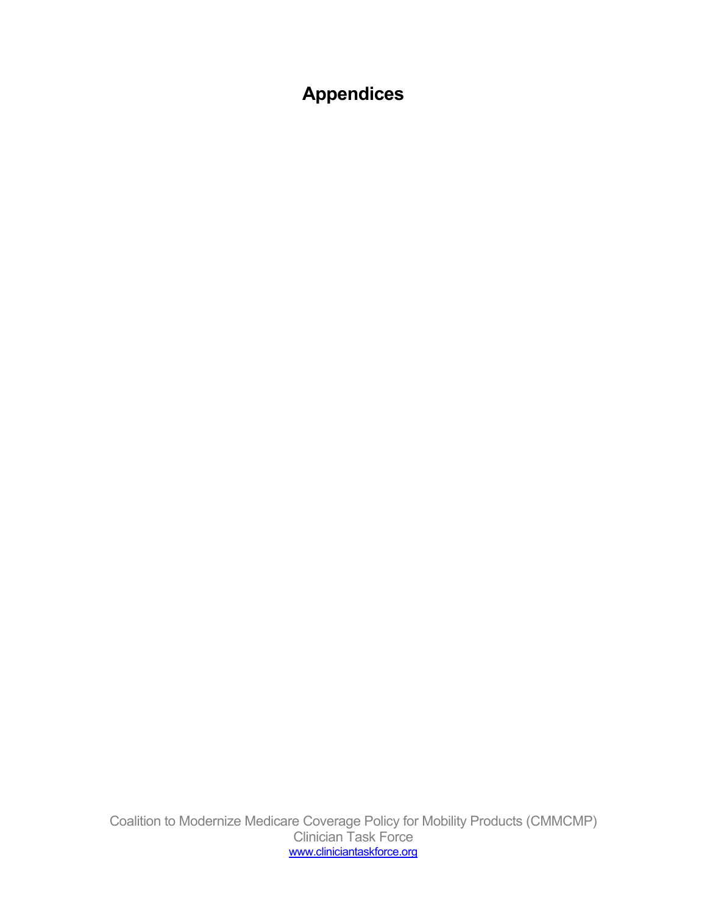# Appendices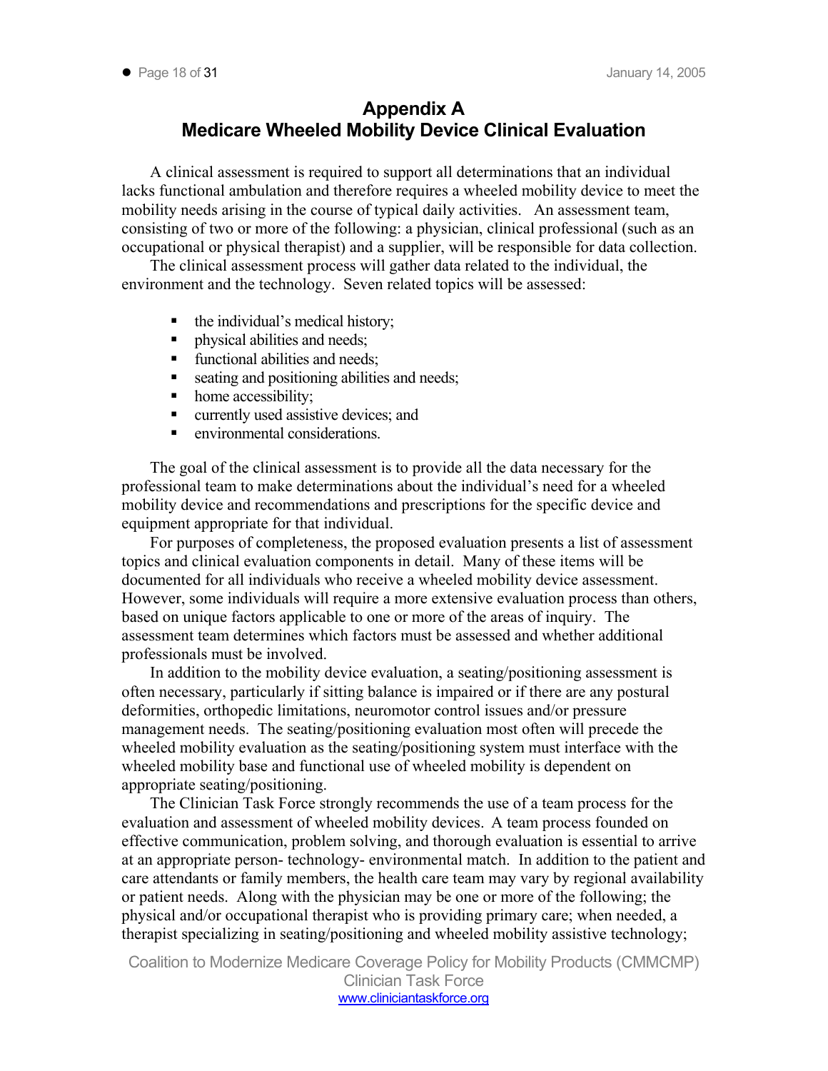# Appendix A
# Medicare Wheeled Mobility Device Clinical Evaluation

A clinical assessment is required to support all determinations that an individual lacks functional ambulation and therefore requires a wheeled mobility device to meet the mobility needs arising in the course of typical daily activities. An assessment team, consisting of two or more of the following: a physician, clinical professional (such as an occupational or physical therapist) and a supplier, will be responsible for data collection.

The clinical assessment process will gather data related to the individual, the environment and the technology. Seven related topics will be assessed:

- the individual's medical history;
- physical abilities and needs;
- functional abilities and needs;
- seating and positioning abilities and needs;
- home accessibility;
- currently used assistive devices; and
- environmental considerations.

The goal of the clinical assessment is to provide all the data necessary for the professional team to make determinations about the individual's need for a wheeled mobility device and recommendations and prescriptions for the specific device and equipment appropriate for that individual.

For purposes of completeness, the proposed evaluation presents a list of assessment topics and clinical evaluation components in detail. Many of these items will be documented for all individuals who receive a wheeled mobility device assessment. However, some individuals will require a more extensive evaluation process than others, based on unique factors applicable to one or more of the areas of inquiry. The assessment team determines which factors must be assessed and whether additional professionals must be involved.

In addition to the mobility device evaluation, a seating/positioning assessment is often necessary, particularly if sitting balance is impaired or if there are any postural deformities, orthopedic limitations, neuromotor control issues and/or pressure management needs. The seating/positioning evaluation most often will precede the wheeled mobility evaluation as the seating/positioning system must interface with the wheeled mobility base and functional use of wheeled mobility is dependent on appropriate seating/positioning.

The Clinician Task Force strongly recommends the use of a team process for the evaluation and assessment of wheeled mobility devices. A team process founded on effective communication, problem solving, and thorough evaluation is essential to arrive at an appropriate person- technology- environmental match. In addition to the patient and care attendants or family members, the health care team may vary by regional availability or patient needs. Along with the physician may be one or more of the following; the physical and/or occupational therapist who is providing primary care; when needed, a therapist specializing in seating/positioning and wheeled mobility assistive technology;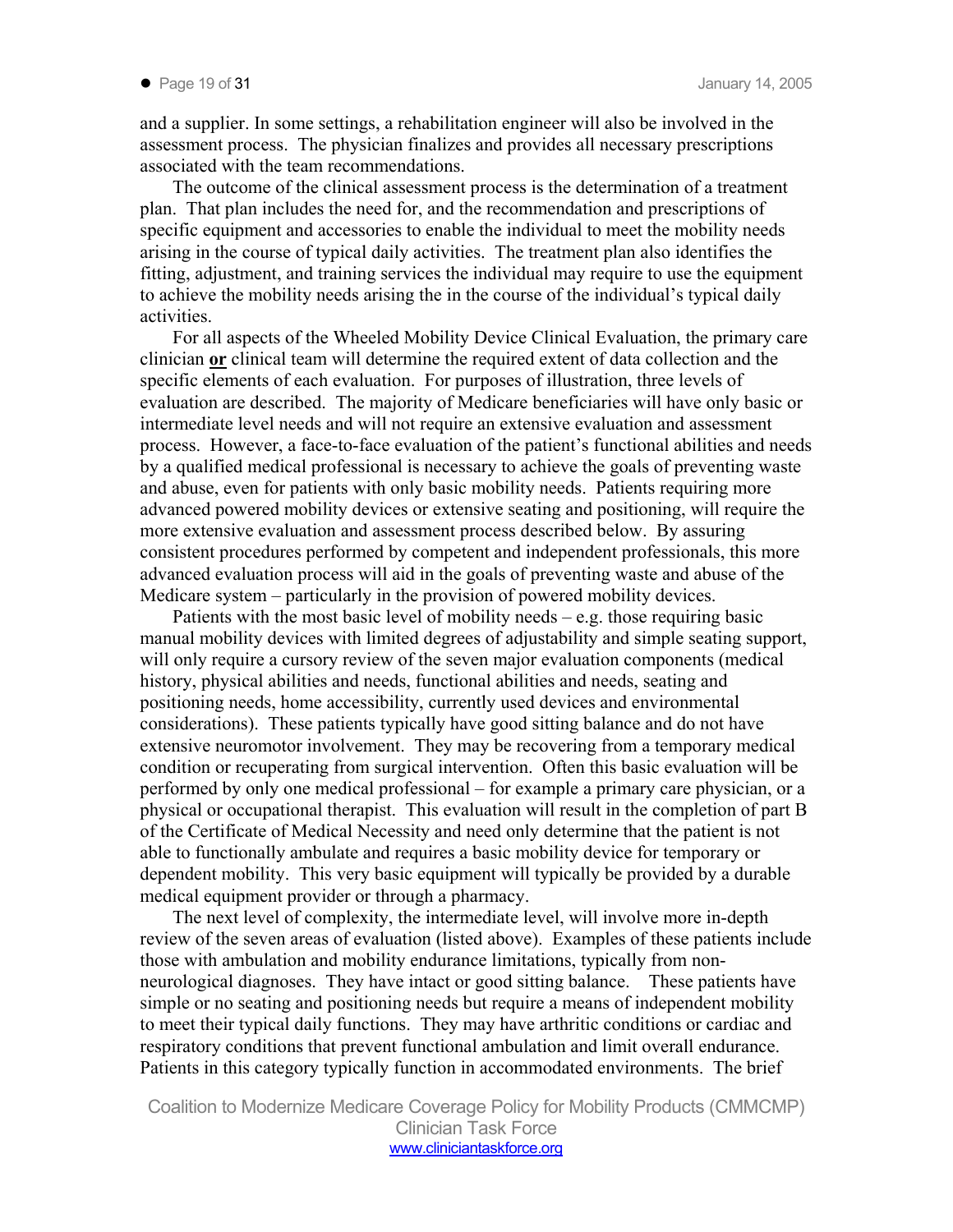and a supplier. In some settings, a rehabilitation engineer will also be involved in the assessment process. The physician finalizes and provides all necessary prescriptions associated with the team recommendations.

The outcome of the clinical assessment process is the determination of a treatment plan. That plan includes the need for, and the recommendation and prescriptions of specific equipment and accessories to enable the individual to meet the mobility needs arising in the course of typical daily activities. The treatment plan also identifies the fitting, adjustment, and training services the individual may require to use the equipment to achieve the mobility needs arising the in the course of the individual's typical daily activities.

For all aspects of the Wheeled Mobility Device Clinical Evaluation, the primary care clinician **or** clinical team will determine the required extent of data collection and the specific elements of each evaluation. For purposes of illustration, three levels of evaluation are described. The majority of Medicare beneficiaries will have only basic or intermediate level needs and will not require an extensive evaluation and assessment process. However, a face-to-face evaluation of the patient's functional abilities and needs by a qualified medical professional is necessary to achieve the goals of preventing waste and abuse, even for patients with only basic mobility needs. Patients requiring more advanced powered mobility devices or extensive seating and positioning, will require the more extensive evaluation and assessment process described below. By assuring consistent procedures performed by competent and independent professionals, this more advanced evaluation process will aid in the goals of preventing waste and abuse of the Medicare system – particularly in the provision of powered mobility devices.

Patients with the most basic level of mobility needs – e.g. those requiring basic manual mobility devices with limited degrees of adjustability and simple seating support, will only require a cursory review of the seven major evaluation components (medical history, physical abilities and needs, functional abilities and needs, seating and positioning needs, home accessibility, currently used devices and environmental considerations). These patients typically have good sitting balance and do not have extensive neuromotor involvement. They may be recovering from a temporary medical condition or recuperating from surgical intervention. Often this basic evaluation will be performed by only one medical professional – for example a primary care physician, or a physical or occupational therapist. This evaluation will result in the completion of part B of the Certificate of Medical Necessity and need only determine that the patient is not able to functionally ambulate and requires a basic mobility device for temporary or dependent mobility. This very basic equipment will typically be provided by a durable medical equipment provider or through a pharmacy.

The next level of complexity, the intermediate level, will involve more in-depth review of the seven areas of evaluation (listed above). Examples of these patients include those with ambulation and mobility endurance limitations, typically from non-neurological diagnoses. They have intact or good sitting balance. These patients have simple or no seating and positioning needs but require a means of independent mobility to meet their typical daily functions. They may have arthritic conditions or cardiac and respiratory conditions that prevent functional ambulation and limit overall endurance. Patients in this category typically function in accommodated environments. The brief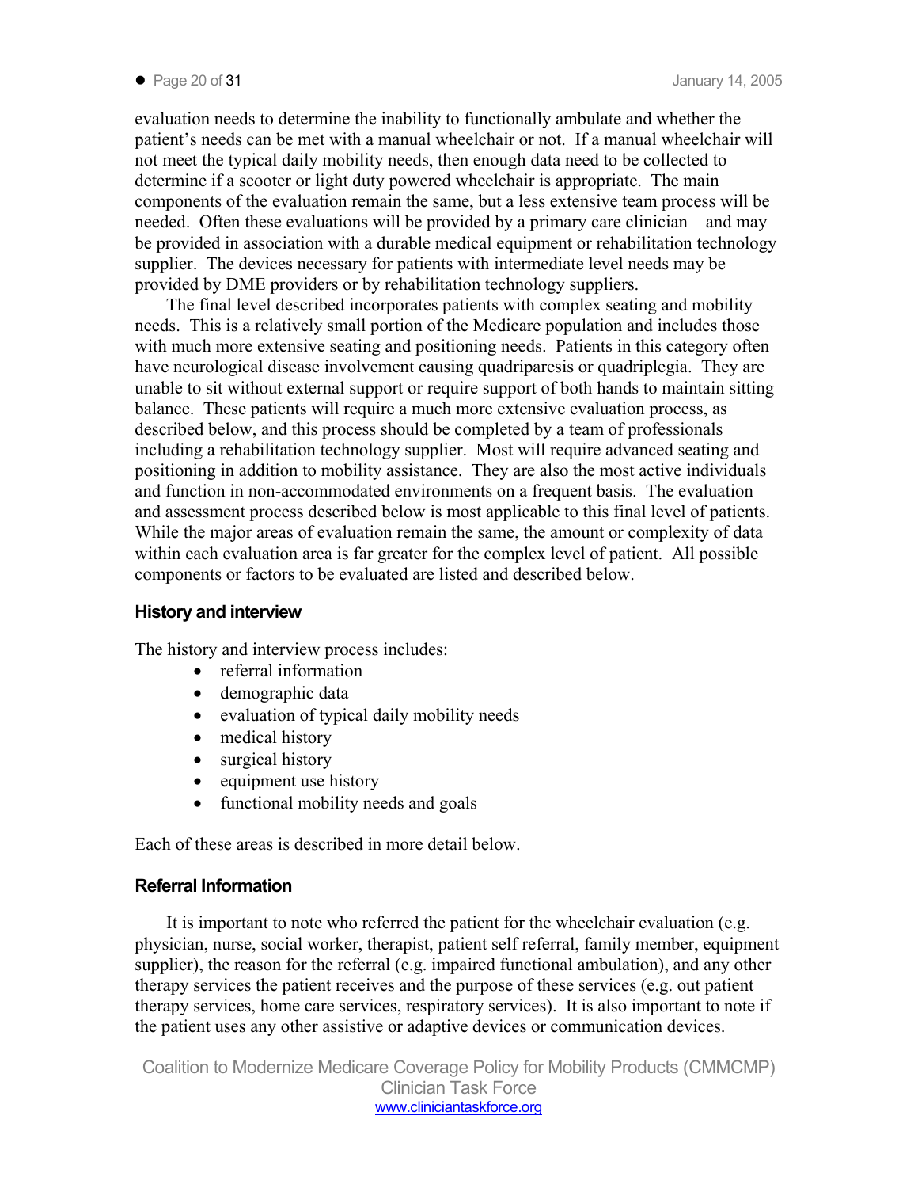evaluation needs to determine the inability to functionally ambulate and whether the patient's needs can be met with a manual wheelchair or not. If a manual wheelchair will not meet the typical daily mobility needs, then enough data need to be collected to determine if a scooter or light duty powered wheelchair is appropriate. The main components of the evaluation remain the same, but a less extensive team process will be needed. Often these evaluations will be provided by a primary care clinician – and may be provided in association with a durable medical equipment or rehabilitation technology supplier. The devices necessary for patients with intermediate level needs may be provided by DME providers or by rehabilitation technology suppliers.

The final level described incorporates patients with complex seating and mobility needs. This is a relatively small portion of the Medicare population and includes those with much more extensive seating and positioning needs. Patients in this category often have neurological disease involvement causing quadriparesis or quadriplegia. They are unable to sit without external support or require support of both hands to maintain sitting balance. These patients will require a much more extensive evaluation process, as described below, and this process should be completed by a team of professionals including a rehabilitation technology supplier. Most will require advanced seating and positioning in addition to mobility assistance. They are also the most active individuals and function in non-accommodated environments on a frequent basis. The evaluation and assessment process described below is most applicable to this final level of patients. While the major areas of evaluation remain the same, the amount or complexity of data within each evaluation area is far greater for the complex level of patient. All possible components or factors to be evaluated are listed and described below.

### History and interview

The history and interview process includes:

- referral information
- demographic data
- evaluation of typical daily mobility needs
- medical history
- surgical history
- equipment use history
- functional mobility needs and goals

Each of these areas is described in more detail below.

### Referral Information

It is important to note who referred the patient for the wheelchair evaluation (e.g. physician, nurse, social worker, therapist, patient self referral, family member, equipment supplier), the reason for the referral (e.g. impaired functional ambulation), and any other therapy services the patient receives and the purpose of these services (e.g. out patient therapy services, home care services, respiratory services). It is also important to note if the patient uses any other assistive or adaptive devices or communication devices.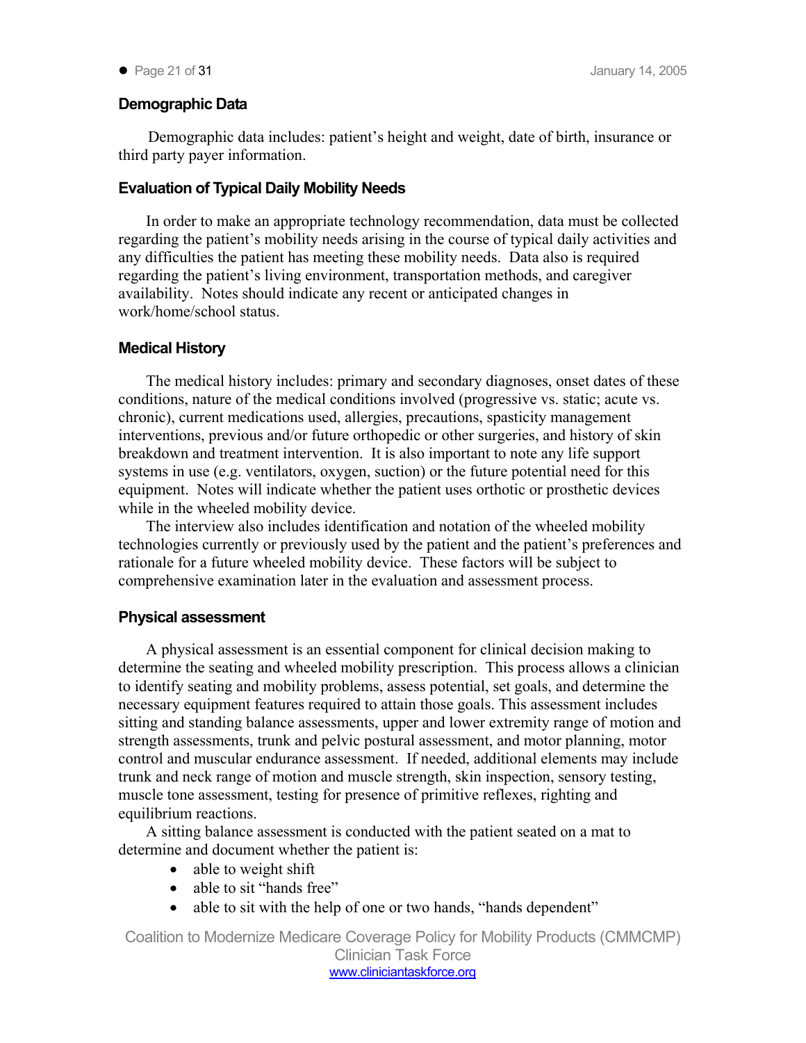### Demographic Data

Demographic data includes: patient's height and weight, date of birth, insurance or third party payer information.

### Evaluation of Typical Daily Mobility Needs

In order to make an appropriate technology recommendation, data must be collected regarding the patient's mobility needs arising in the course of typical daily activities and any difficulties the patient has meeting these mobility needs. Data also is required regarding the patient's living environment, transportation methods, and caregiver availability. Notes should indicate any recent or anticipated changes in work/home/school status.

### Medical History

The medical history includes: primary and secondary diagnoses, onset dates of these conditions, nature of the medical conditions involved (progressive vs. static; acute vs. chronic), current medications used, allergies, precautions, spasticity management interventions, previous and/or future orthopedic or other surgeries, and history of skin breakdown and treatment intervention. It is also important to note any life support systems in use (e.g. ventilators, oxygen, suction) or the future potential need for this equipment. Notes will indicate whether the patient uses orthotic or prosthetic devices while in the wheeled mobility device.

The interview also includes identification and notation of the wheeled mobility technologies currently or previously used by the patient and the patient's preferences and rationale for a future wheeled mobility device. These factors will be subject to comprehensive examination later in the evaluation and assessment process.

### Physical assessment

A physical assessment is an essential component for clinical decision making to determine the seating and wheeled mobility prescription. This process allows a clinician to identify seating and mobility problems, assess potential, set goals, and determine the necessary equipment features required to attain those goals. This assessment includes sitting and standing balance assessments, upper and lower extremity range of motion and strength assessments, trunk and pelvic postural assessment, and motor planning, motor control and muscular endurance assessment. If needed, additional elements may include trunk and neck range of motion and muscle strength, skin inspection, sensory testing, muscle tone assessment, testing for presence of primitive reflexes, righting and equilibrium reactions.

A sitting balance assessment is conducted with the patient seated on a mat to determine and document whether the patient is:

- able to weight shift
- able to sit "hands free"
- able to sit with the help of one or two hands, "hands dependent"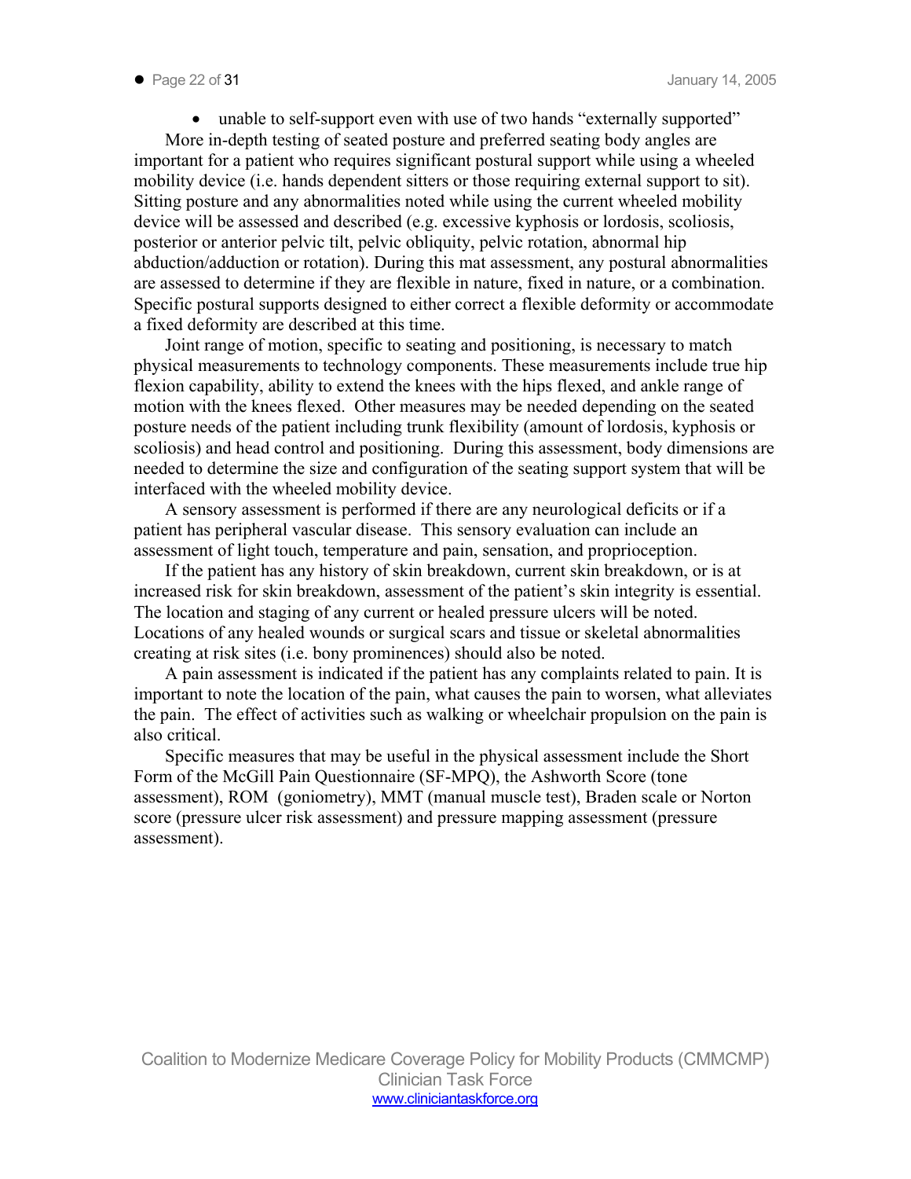- unable to self-support even with use of two hands "externally supported"

More in-depth testing of seated posture and preferred seating body angles are important for a patient who requires significant postural support while using a wheeled mobility device (i.e. hands dependent sitters or those requiring external support to sit). Sitting posture and any abnormalities noted while using the current wheeled mobility device will be assessed and described (e.g. excessive kyphosis or lordosis, scoliosis, posterior or anterior pelvic tilt, pelvic obliquity, pelvic rotation, abnormal hip abduction/adduction or rotation). During this mat assessment, any postural abnormalities are assessed to determine if they are flexible in nature, fixed in nature, or a combination. Specific postural supports designed to either correct a flexible deformity or accommodate a fixed deformity are described at this time.

Joint range of motion, specific to seating and positioning, is necessary to match physical measurements to technology components. These measurements include true hip flexion capability, ability to extend the knees with the hips flexed, and ankle range of motion with the knees flexed. Other measures may be needed depending on the seated posture needs of the patient including trunk flexibility (amount of lordosis, kyphosis or scoliosis) and head control and positioning. During this assessment, body dimensions are needed to determine the size and configuration of the seating support system that will be interfaced with the wheeled mobility device.

A sensory assessment is performed if there are any neurological deficits or if a patient has peripheral vascular disease. This sensory evaluation can include an assessment of light touch, temperature and pain, sensation, and proprioception.

If the patient has any history of skin breakdown, current skin breakdown, or is at increased risk for skin breakdown, assessment of the patient's skin integrity is essential. The location and staging of any current or healed pressure ulcers will be noted. Locations of any healed wounds or surgical scars and tissue or skeletal abnormalities creating at risk sites (i.e. bony prominences) should also be noted.

A pain assessment is indicated if the patient has any complaints related to pain. It is important to note the location of the pain, what causes the pain to worsen, what alleviates the pain. The effect of activities such as walking or wheelchair propulsion on the pain is also critical.

Specific measures that may be useful in the physical assessment include the Short Form of the McGill Pain Questionnaire (SF-MPQ), the Ashworth Score (tone assessment), ROM (goniometry), MMT (manual muscle test), Braden scale or Norton score (pressure ulcer risk assessment) and pressure mapping assessment (pressure assessment).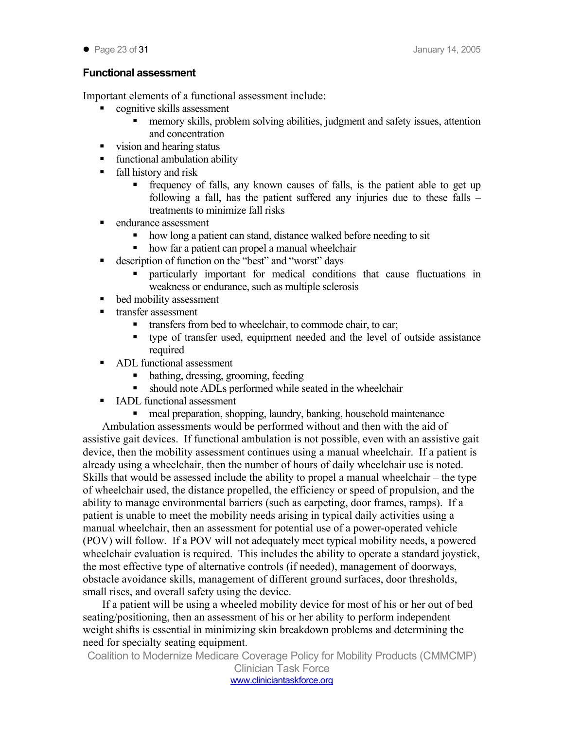### Functional assessment

Important elements of a functional assessment include:

- cognitive skills assessment
  - memory skills, problem solving abilities, judgment and safety issues, attention and concentration
- vision and hearing status
- functional ambulation ability
- fall history and risk
  - frequency of falls, any known causes of falls, is the patient able to get up following a fall, has the patient suffered any injuries due to these falls – treatments to minimize fall risks
- endurance assessment
  - how long a patient can stand, distance walked before needing to sit
  - how far a patient can propel a manual wheelchair
- description of function on the "best" and "worst" days
  - particularly important for medical conditions that cause fluctuations in weakness or endurance, such as multiple sclerosis
- bed mobility assessment
- transfer assessment
  - transfers from bed to wheelchair, to commode chair, to car;
  - type of transfer used, equipment needed and the level of outside assistance required
- ADL functional assessment
  - bathing, dressing, grooming, feeding
  - should note ADLs performed while seated in the wheelchair
- IADL functional assessment
  - meal preparation, shopping, laundry, banking, household maintenance

Ambulation assessments would be performed without and then with the aid of assistive gait devices. If functional ambulation is not possible, even with an assistive gait device, then the mobility assessment continues using a manual wheelchair. If a patient is already using a wheelchair, then the number of hours of daily wheelchair use is noted. Skills that would be assessed include the ability to propel a manual wheelchair – the type of wheelchair used, the distance propelled, the efficiency or speed of propulsion, and the ability to manage environmental barriers (such as carpeting, door frames, ramps). If a patient is unable to meet the mobility needs arising in typical daily activities using a manual wheelchair, then an assessment for potential use of a power-operated vehicle (POV) will follow. If a POV will not adequately meet typical mobility needs, a powered wheelchair evaluation is required. This includes the ability to operate a standard joystick, the most effective type of alternative controls (if needed), management of doorways, obstacle avoidance skills, management of different ground surfaces, door thresholds, small rises, and overall safety using the device.

If a patient will be using a wheeled mobility device for most of his or her out of bed seating/positioning, then an assessment of his or her ability to perform independent weight shifts is essential in minimizing skin breakdown problems and determining the need for specialty seating equipment.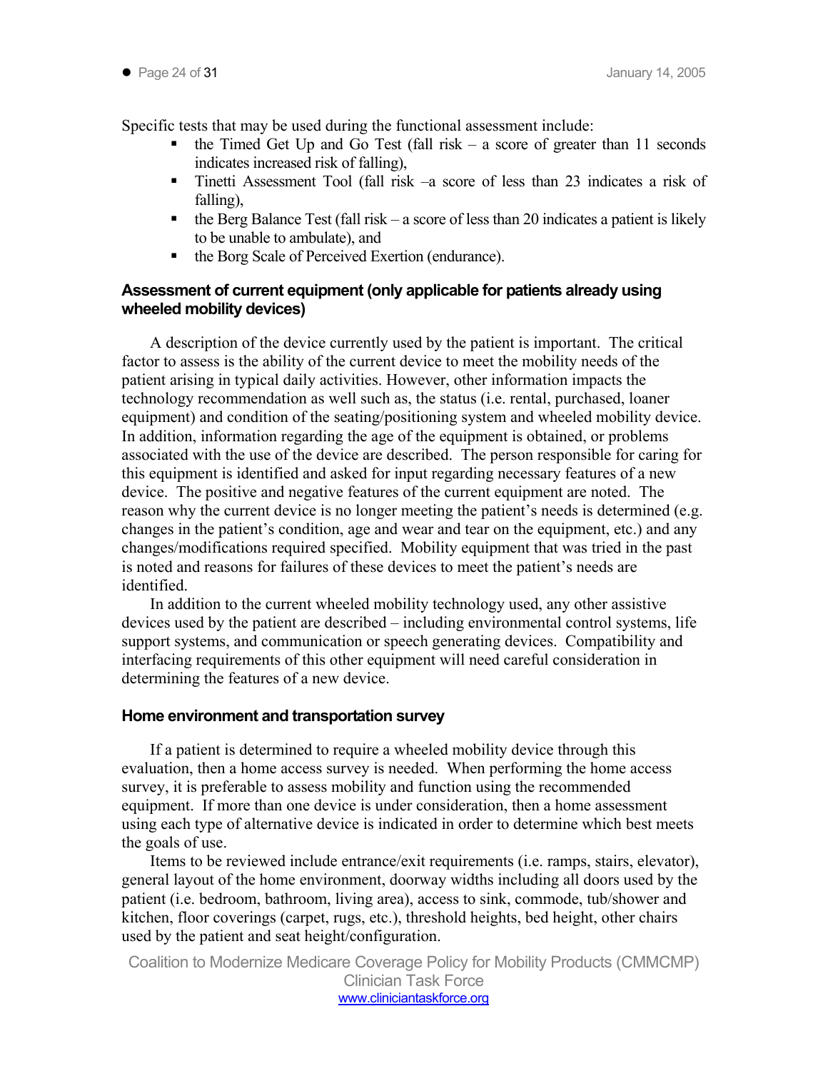Specific tests that may be used during the functional assessment include:

- the Timed Get Up and Go Test (fall risk – a score of greater than 11 seconds indicates increased risk of falling),
- Tinetti Assessment Tool (fall risk –a score of less than 23 indicates a risk of falling),
- the Berg Balance Test (fall risk – a score of less than 20 indicates a patient is likely to be unable to ambulate), and
- the Borg Scale of Perceived Exertion (endurance).

### Assessment of current equipment (only applicable for patients already using wheeled mobility devices)

A description of the device currently used by the patient is important. The critical factor to assess is the ability of the current device to meet the mobility needs of the patient arising in typical daily activities. However, other information impacts the technology recommendation as well such as, the status (i.e. rental, purchased, loaner equipment) and condition of the seating/positioning system and wheeled mobility device. In addition, information regarding the age of the equipment is obtained, or problems associated with the use of the device are described. The person responsible for caring for this equipment is identified and asked for input regarding necessary features of a new device. The positive and negative features of the current equipment are noted. The reason why the current device is no longer meeting the patient's needs is determined (e.g. changes in the patient's condition, age and wear and tear on the equipment, etc.) and any changes/modifications required specified. Mobility equipment that was tried in the past is noted and reasons for failures of these devices to meet the patient's needs are identified.

In addition to the current wheeled mobility technology used, any other assistive devices used by the patient are described – including environmental control systems, life support systems, and communication or speech generating devices. Compatibility and interfacing requirements of this other equipment will need careful consideration in determining the features of a new device.

### Home environment and transportation survey

If a patient is determined to require a wheeled mobility device through this evaluation, then a home access survey is needed. When performing the home access survey, it is preferable to assess mobility and function using the recommended equipment. If more than one device is under consideration, then a home assessment using each type of alternative device is indicated in order to determine which best meets the goals of use.

Items to be reviewed include entrance/exit requirements (i.e. ramps, stairs, elevator), general layout of the home environment, doorway widths including all doors used by the patient (i.e. bedroom, bathroom, living area), access to sink, commode, tub/shower and kitchen, floor coverings (carpet, rugs, etc.), threshold heights, bed height, other chairs used by the patient and seat height/configuration.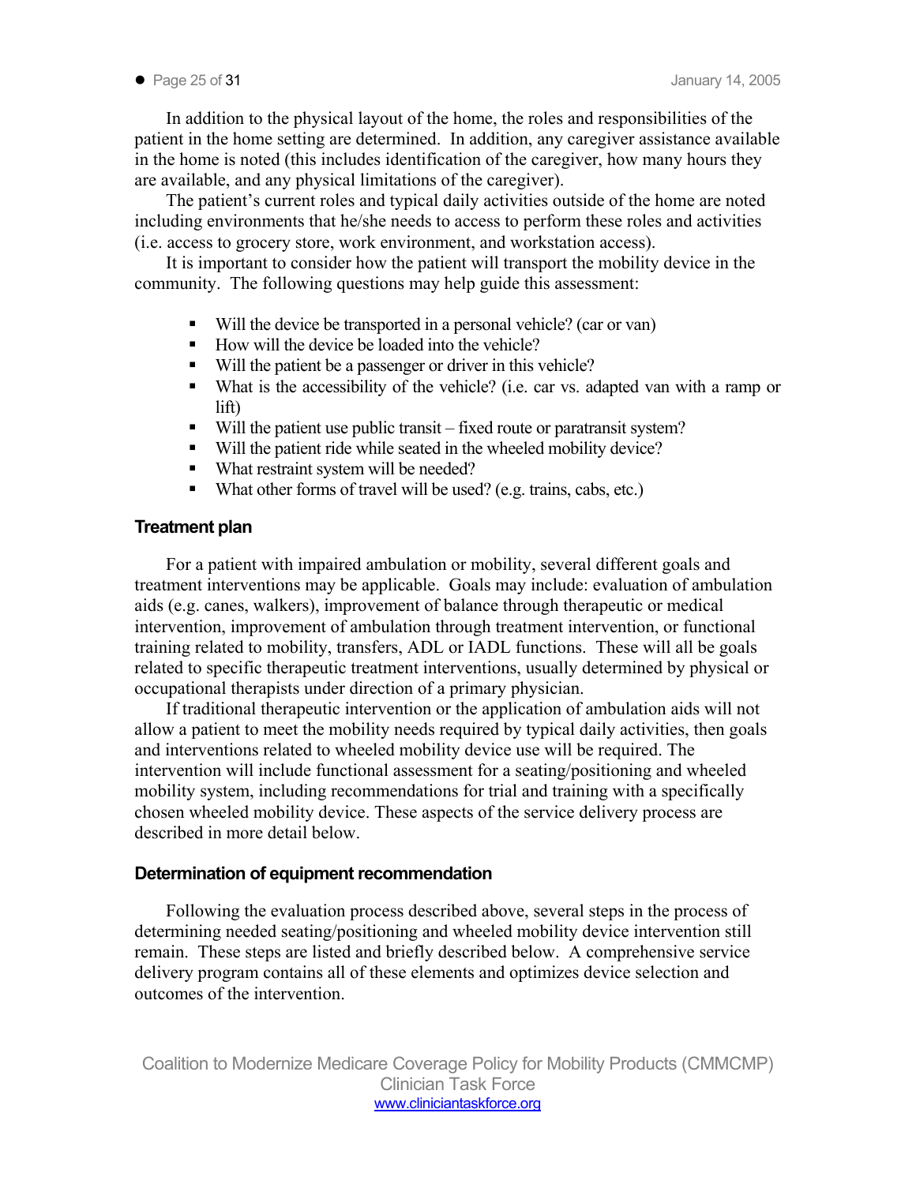In addition to the physical layout of the home, the roles and responsibilities of the patient in the home setting are determined. In addition, any caregiver assistance available in the home is noted (this includes identification of the caregiver, how many hours they are available, and any physical limitations of the caregiver).

The patient's current roles and typical daily activities outside of the home are noted including environments that he/she needs to access to perform these roles and activities (i.e. access to grocery store, work environment, and workstation access).

It is important to consider how the patient will transport the mobility device in the community. The following questions may help guide this assessment:

- Will the device be transported in a personal vehicle? (car or van)
- How will the device be loaded into the vehicle?
- Will the patient be a passenger or driver in this vehicle?
- What is the accessibility of the vehicle? (i.e. car vs. adapted van with a ramp or lift)
- Will the patient use public transit – fixed route or paratransit system?
- Will the patient ride while seated in the wheeled mobility device?
- What restraint system will be needed?
- What other forms of travel will be used? (e.g. trains, cabs, etc.)

## Treatment plan

For a patient with impaired ambulation or mobility, several different goals and treatment interventions may be applicable. Goals may include: evaluation of ambulation aids (e.g. canes, walkers), improvement of balance through therapeutic or medical intervention, improvement of ambulation through treatment intervention, or functional training related to mobility, transfers, ADL or IADL functions. These will all be goals related to specific therapeutic treatment interventions, usually determined by physical or occupational therapists under direction of a primary physician.

If traditional therapeutic intervention or the application of ambulation aids will not allow a patient to meet the mobility needs required by typical daily activities, then goals and interventions related to wheeled mobility device use will be required. The intervention will include functional assessment for a seating/positioning and wheeled mobility system, including recommendations for trial and training with a specifically chosen wheeled mobility device. These aspects of the service delivery process are described in more detail below.

## Determination of equipment recommendation

Following the evaluation process described above, several steps in the process of determining needed seating/positioning and wheeled mobility device intervention still remain. These steps are listed and briefly described below. A comprehensive service delivery program contains all of these elements and optimizes device selection and outcomes of the intervention.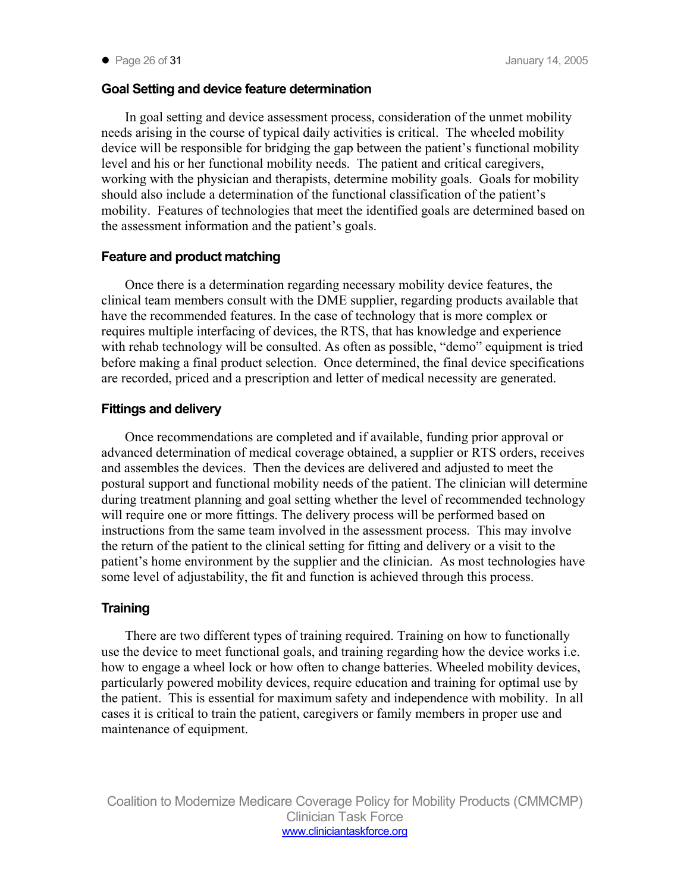### Goal Setting and device feature determination

In goal setting and device assessment process, consideration of the unmet mobility needs arising in the course of typical daily activities is critical. The wheeled mobility device will be responsible for bridging the gap between the patient's functional mobility level and his or her functional mobility needs. The patient and critical caregivers, working with the physician and therapists, determine mobility goals. Goals for mobility should also include a determination of the functional classification of the patient's mobility. Features of technologies that meet the identified goals are determined based on the assessment information and the patient's goals.

### Feature and product matching

Once there is a determination regarding necessary mobility device features, the clinical team members consult with the DME supplier, regarding products available that have the recommended features. In the case of technology that is more complex or requires multiple interfacing of devices, the RTS, that has knowledge and experience with rehab technology will be consulted. As often as possible, "demo" equipment is tried before making a final product selection. Once determined, the final device specifications are recorded, priced and a prescription and letter of medical necessity are generated.

### Fittings and delivery

Once recommendations are completed and if available, funding prior approval or advanced determination of medical coverage obtained, a supplier or RTS orders, receives and assembles the devices. Then the devices are delivered and adjusted to meet the postural support and functional mobility needs of the patient. The clinician will determine during treatment planning and goal setting whether the level of recommended technology will require one or more fittings. The delivery process will be performed based on instructions from the same team involved in the assessment process. This may involve the return of the patient to the clinical setting for fitting and delivery or a visit to the patient's home environment by the supplier and the clinician. As most technologies have some level of adjustability, the fit and function is achieved through this process.

### Training

There are two different types of training required. Training on how to functionally use the device to meet functional goals, and training regarding how the device works i.e. how to engage a wheel lock or how often to change batteries. Wheeled mobility devices, particularly powered mobility devices, require education and training for optimal use by the patient. This is essential for maximum safety and independence with mobility. In all cases it is critical to train the patient, caregivers or family members in proper use and maintenance of equipment.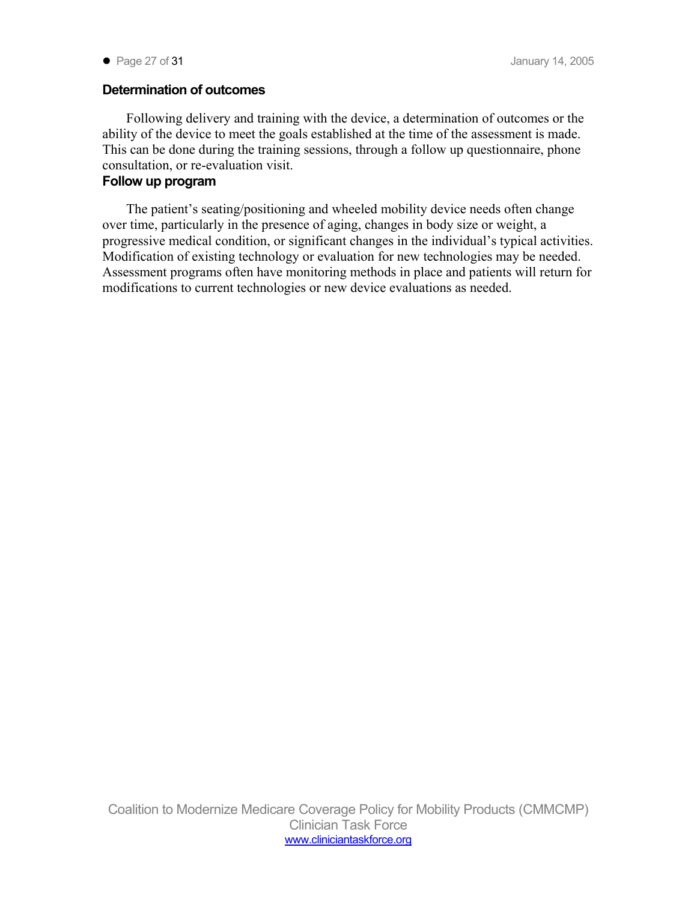### Determination of outcomes

Following delivery and training with the device, a determination of outcomes or the ability of the device to meet the goals established at the time of the assessment is made. This can be done during the training sessions, through a follow up questionnaire, phone consultation, or re-evaluation visit.

### Follow up program

The patient's seating/positioning and wheeled mobility device needs often change over time, particularly in the presence of aging, changes in body size or weight, a progressive medical condition, or significant changes in the individual's typical activities. Modification of existing technology or evaluation for new technologies may be needed. Assessment programs often have monitoring methods in place and patients will return for modifications to current technologies or new device evaluations as needed.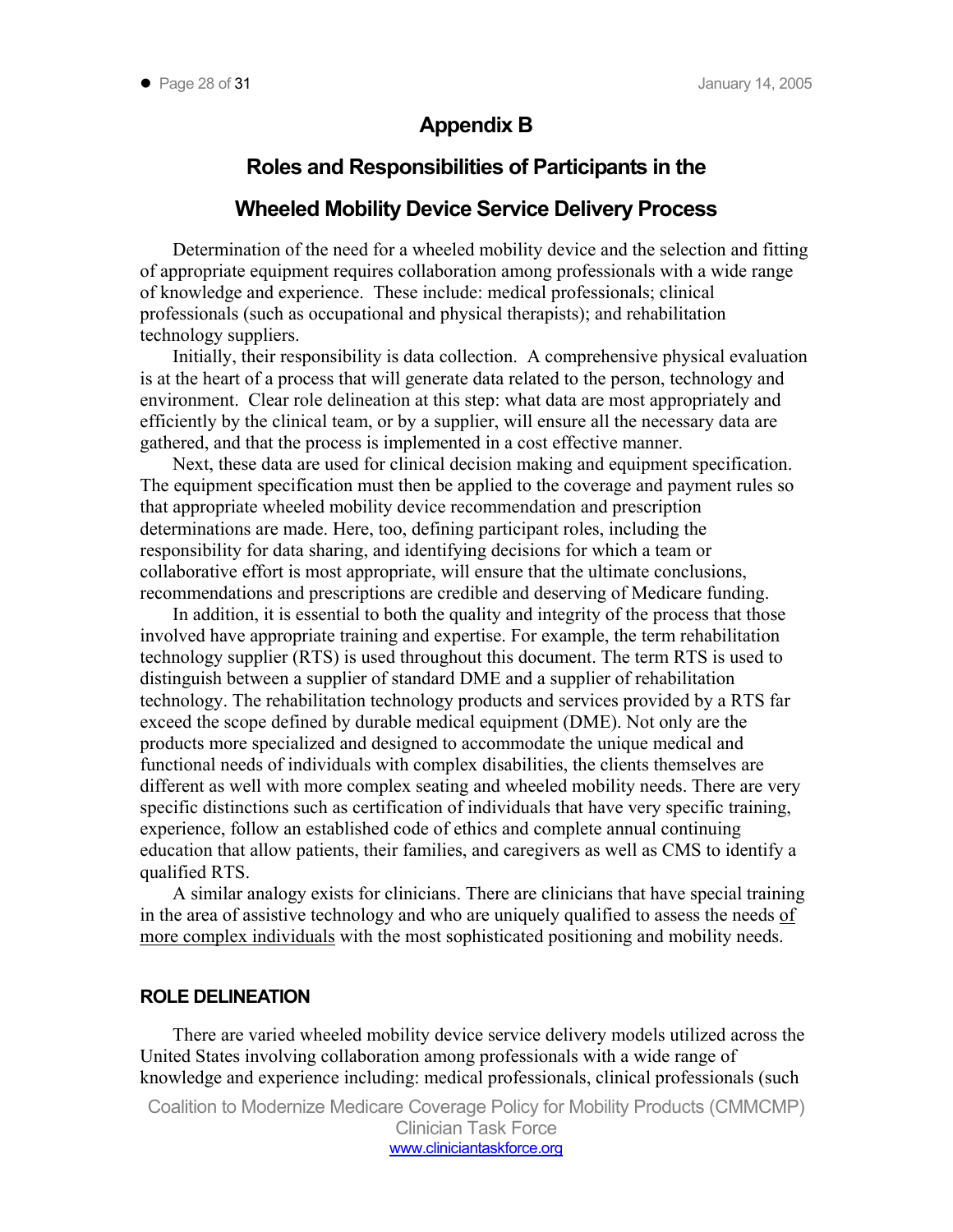# Appendix B

## Roles and Responsibilities of Participants in the Wheeled Mobility Device Service Delivery Process

Determination of the need for a wheeled mobility device and the selection and fitting of appropriate equipment requires collaboration among professionals with a wide range of knowledge and experience. These include: medical professionals; clinical professionals (such as occupational and physical therapists); and rehabilitation technology suppliers.

Initially, their responsibility is data collection. A comprehensive physical evaluation is at the heart of a process that will generate data related to the person, technology and environment. Clear role delineation at this step: what data are most appropriately and efficiently by the clinical team, or by a supplier, will ensure all the necessary data are gathered, and that the process is implemented in a cost effective manner.

Next, these data are used for clinical decision making and equipment specification. The equipment specification must then be applied to the coverage and payment rules so that appropriate wheeled mobility device recommendation and prescription determinations are made. Here, too, defining participant roles, including the responsibility for data sharing, and identifying decisions for which a team or collaborative effort is most appropriate, will ensure that the ultimate conclusions, recommendations and prescriptions are credible and deserving of Medicare funding.

In addition, it is essential to both the quality and integrity of the process that those involved have appropriate training and expertise. For example, the term rehabilitation technology supplier (RTS) is used throughout this document. The term RTS is used to distinguish between a supplier of standard DME and a supplier of rehabilitation technology. The rehabilitation technology products and services provided by a RTS far exceed the scope defined by durable medical equipment (DME). Not only are the products more specialized and designed to accommodate the unique medical and functional needs of individuals with complex disabilities, the clients themselves are different as well with more complex seating and wheeled mobility needs. There are very specific distinctions such as certification of individuals that have very specific training, experience, follow an established code of ethics and complete annual continuing education that allow patients, their families, and caregivers as well as CMS to identify a qualified RTS.

A similar analogy exists for clinicians. There are clinicians that have special training in the area of assistive technology and who are uniquely qualified to assess the needs of more complex individuals with the most sophisticated positioning and mobility needs.

### ROLE DELINEATION

There are varied wheeled mobility device service delivery models utilized across the United States involving collaboration among professionals with a wide range of knowledge and experience including: medical professionals, clinical professionals (such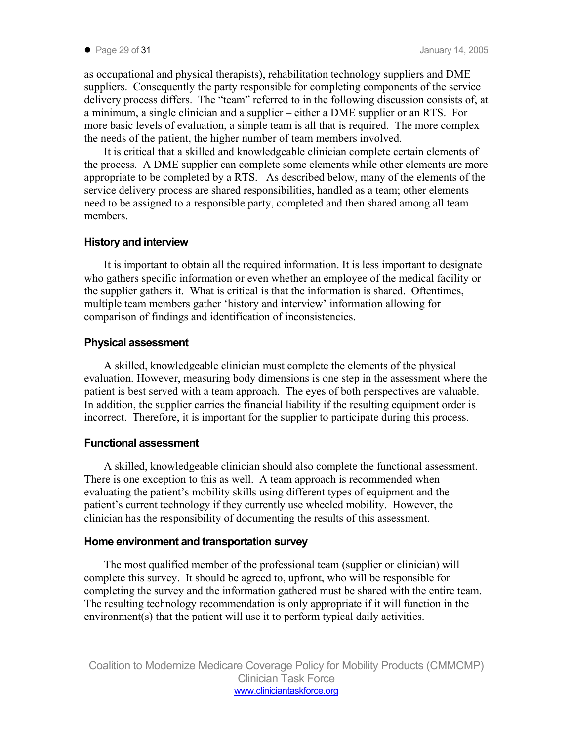as occupational and physical therapists), rehabilitation technology suppliers and DME suppliers. Consequently the party responsible for completing components of the service delivery process differs. The "team" referred to in the following discussion consists of, at a minimum, a single clinician and a supplier – either a DME supplier or an RTS. For more basic levels of evaluation, a simple team is all that is required. The more complex the needs of the patient, the higher number of team members involved.

It is critical that a skilled and knowledgeable clinician complete certain elements of the process. A DME supplier can complete some elements while other elements are more appropriate to be completed by a RTS. As described below, many of the elements of the service delivery process are shared responsibilities, handled as a team; other elements need to be assigned to a responsible party, completed and then shared among all team members.

### History and interview

It is important to obtain all the required information. It is less important to designate who gathers specific information or even whether an employee of the medical facility or the supplier gathers it. What is critical is that the information is shared. Oftentimes, multiple team members gather 'history and interview' information allowing for comparison of findings and identification of inconsistencies.

### Physical assessment

A skilled, knowledgeable clinician must complete the elements of the physical evaluation. However, measuring body dimensions is one step in the assessment where the patient is best served with a team approach. The eyes of both perspectives are valuable. In addition, the supplier carries the financial liability if the resulting equipment order is incorrect. Therefore, it is important for the supplier to participate during this process.

### Functional assessment

A skilled, knowledgeable clinician should also complete the functional assessment. There is one exception to this as well. A team approach is recommended when evaluating the patient's mobility skills using different types of equipment and the patient's current technology if they currently use wheeled mobility. However, the clinician has the responsibility of documenting the results of this assessment.

### Home environment and transportation survey

The most qualified member of the professional team (supplier or clinician) will complete this survey. It should be agreed to, upfront, who will be responsible for completing the survey and the information gathered must be shared with the entire team. The resulting technology recommendation is only appropriate if it will function in the environment(s) that the patient will use it to perform typical daily activities.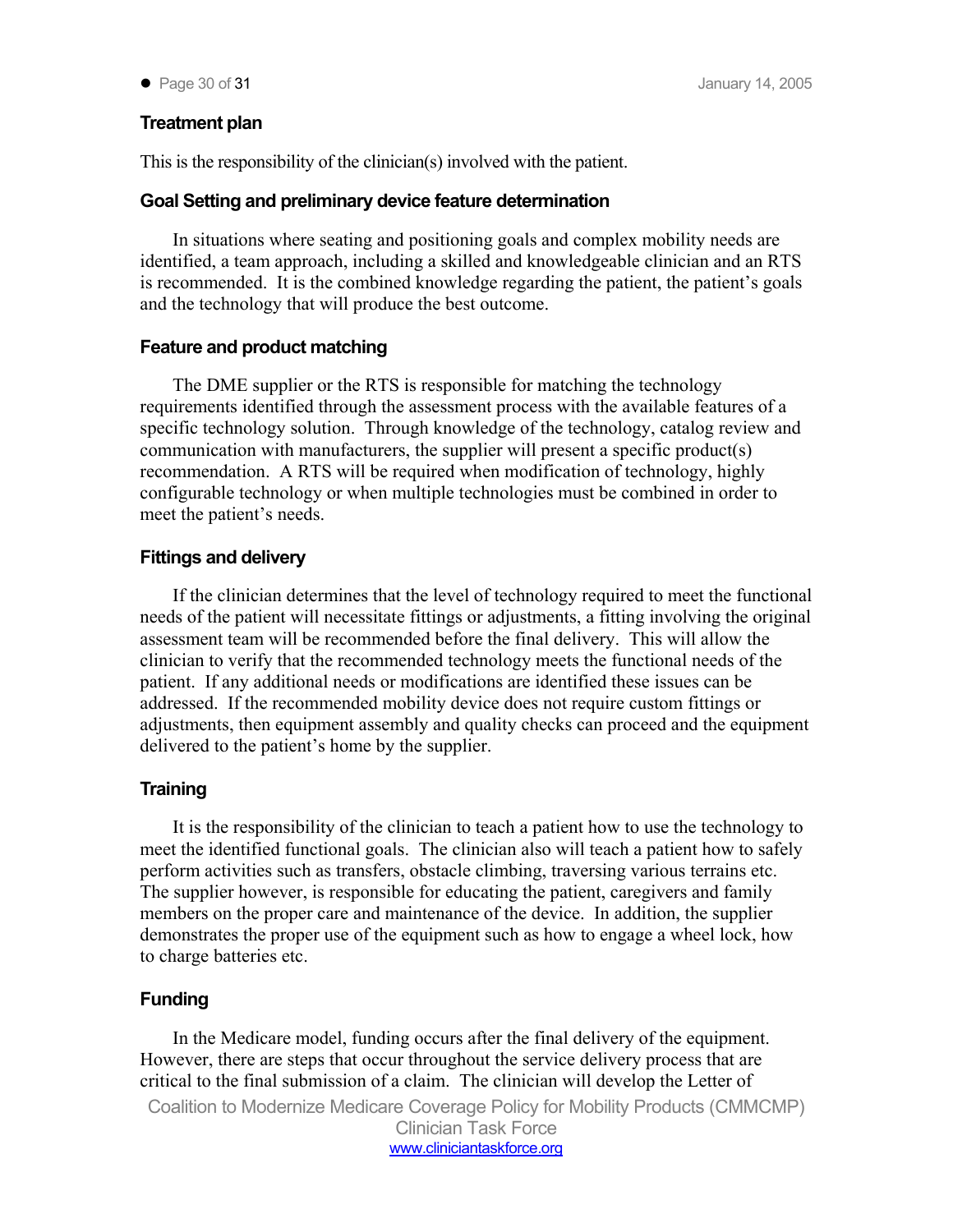### Treatment plan

This is the responsibility of the clinician(s) involved with the patient.

### Goal Setting and preliminary device feature determination

In situations where seating and positioning goals and complex mobility needs are identified, a team approach, including a skilled and knowledgeable clinician and an RTS is recommended. It is the combined knowledge regarding the patient, the patient's goals and the technology that will produce the best outcome.

### Feature and product matching

The DME supplier or the RTS is responsible for matching the technology requirements identified through the assessment process with the available features of a specific technology solution. Through knowledge of the technology, catalog review and communication with manufacturers, the supplier will present a specific product(s) recommendation. A RTS will be required when modification of technology, highly configurable technology or when multiple technologies must be combined in order to meet the patient's needs.

### Fittings and delivery

If the clinician determines that the level of technology required to meet the functional needs of the patient will necessitate fittings or adjustments, a fitting involving the original assessment team will be recommended before the final delivery. This will allow the clinician to verify that the recommended technology meets the functional needs of the patient. If any additional needs or modifications are identified these issues can be addressed. If the recommended mobility device does not require custom fittings or adjustments, then equipment assembly and quality checks can proceed and the equipment delivered to the patient's home by the supplier.

### Training

It is the responsibility of the clinician to teach a patient how to use the technology to meet the identified functional goals. The clinician also will teach a patient how to safely perform activities such as transfers, obstacle climbing, traversing various terrains etc. The supplier however, is responsible for educating the patient, caregivers and family members on the proper care and maintenance of the device. In addition, the supplier demonstrates the proper use of the equipment such as how to engage a wheel lock, how to charge batteries etc.

### Funding

In the Medicare model, funding occurs after the final delivery of the equipment. However, there are steps that occur throughout the service delivery process that are critical to the final submission of a claim. The clinician will develop the Letter of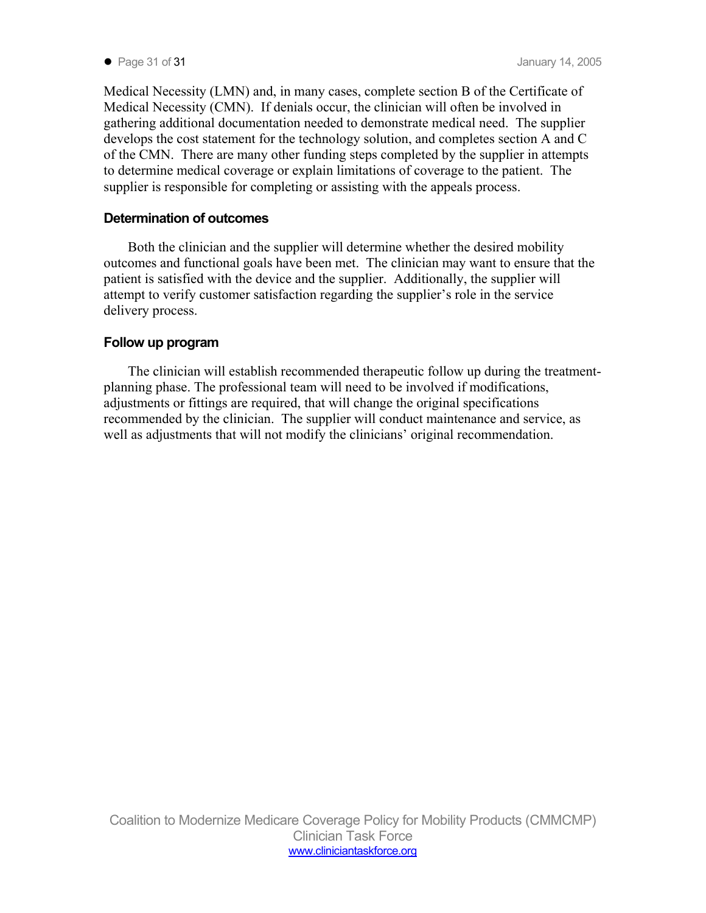Medical Necessity (LMN) and, in many cases, complete section B of the Certificate of Medical Necessity (CMN). If denials occur, the clinician will often be involved in gathering additional documentation needed to demonstrate medical need. The supplier develops the cost statement for the technology solution, and completes section A and C of the CMN. There are many other funding steps completed by the supplier in attempts to determine medical coverage or explain limitations of coverage to the patient. The supplier is responsible for completing or assisting with the appeals process.

### Determination of outcomes

Both the clinician and the supplier will determine whether the desired mobility outcomes and functional goals have been met. The clinician may want to ensure that the patient is satisfied with the device and the supplier. Additionally, the supplier will attempt to verify customer satisfaction regarding the supplier's role in the service delivery process.

### Follow up program

The clinician will establish recommended therapeutic follow up during the treatment-planning phase. The professional team will need to be involved if modifications, adjustments or fittings are required, that will change the original specifications recommended by the clinician. The supplier will conduct maintenance and service, as well as adjustments that will not modify the clinicians' original recommendation.